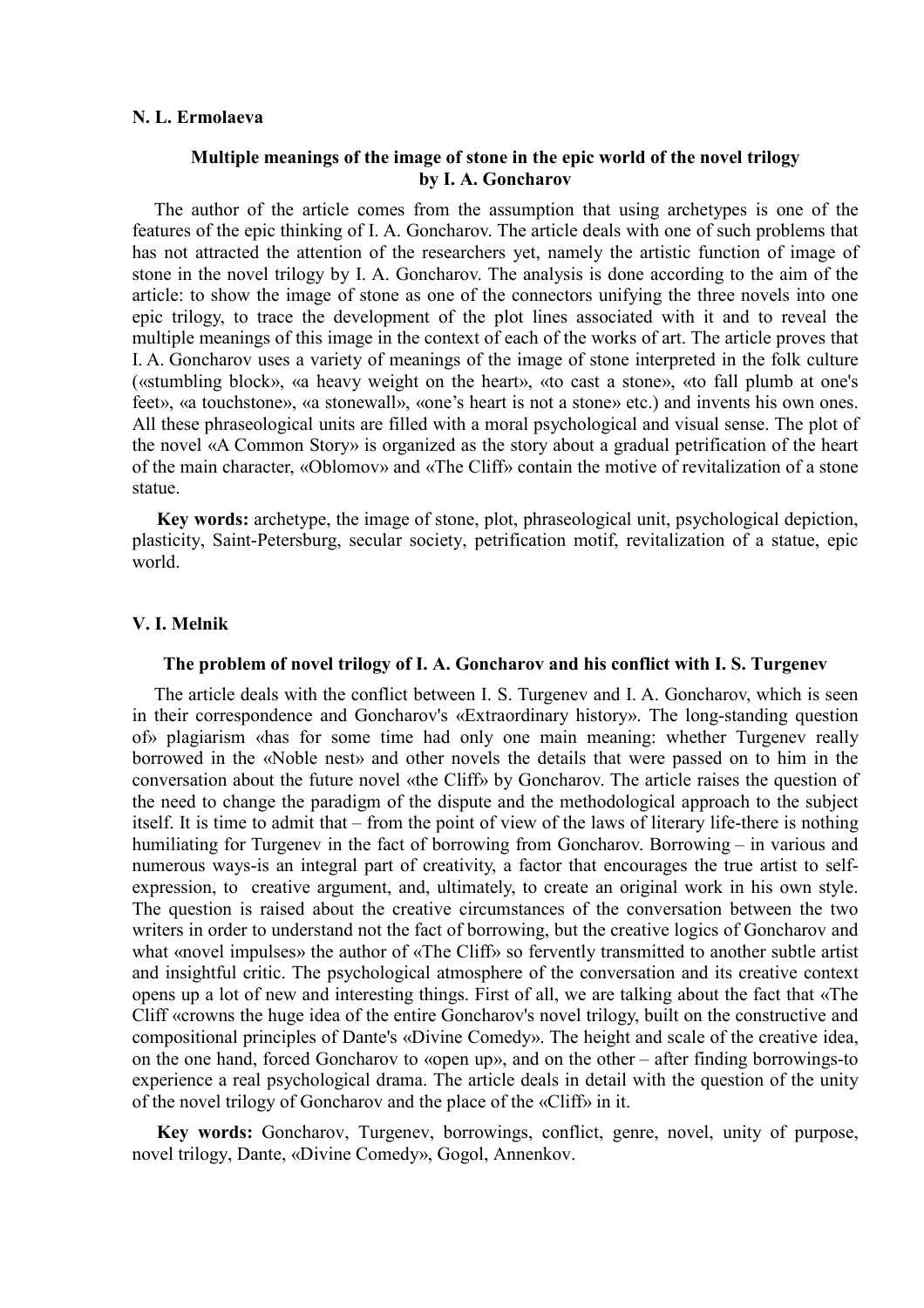**N. L. Ermolaeva**

### Multiple meanings of the image of stone in the epic world of the novel trilogy by I. A. Goncharov

The author of the article comes from the assumption that using archetypes is one of the features of the epic thinking of I. A. Goncharov. The article deals with one of such problems that has not attracted the attention of the researchers yet, namely the artistic function of image of stone in the novel trilogy by I. A. Goncharov. The analysis is done according to the aim of the article: to show the image of stone as one of the connectors unifying the three novels into one epic trilogy, to trace the development of the plot lines associated with it and to reveal the multiple meanings of this image in the context of each of the works of art. The article proves that I. A. Goncharov uses a variety of meanings of the image of stone interpreted in the folk culture («stumbling block», «a heavy weight on the heart», «to cast a stone», «to fall plumb at one's feet», «a touchstone», «a stonewall», «one's heart is not a stone» etc.) and invents his own ones. All these phraseological units are filled with a moral psychological and visual sense. The plot of the novel «A Common Story» is organized as the story about a gradual petrification of the heart of the main character, «Oblomov» and «The Cliff» contain the motive of revitalization of a stone statue.

**Key words:** archetype, the image of stone, plot, phraseological unit, psychological depiction, plasticity, Saint-Petersburg, secular society, petrification motif, revitalization of a statue, epic world.

**V. I. Melnik**

### The problem of novel trilogy of I. A. Goncharov and his conflict with I. S. Turgenev

The article deals with the conflict between I. S. Turgenev and I. A. Goncharov, which is seen in their correspondence and Goncharov's «Extraordinary history». The long-standing question of» plagiarism «has for some time had only one main meaning: whether Turgenev really borrowed in the «Noble nest» and other novels the details that were passed on to him in the conversation about the future novel «the Cliff» by Goncharov. The article raises the question of the need to change the paradigm of the dispute and the methodological approach to the subject itself. It is time to admit that – from the point of view of the laws of literary life-there is nothing humiliating for Turgenev in the fact of borrowing from Goncharov. Borrowing – in various and numerous ways-is an integral part of creativity, a factor that encourages the true artist to self-expression, to creative argument, and, ultimately, to create an original work in his own style. The question is raised about the creative circumstances of the conversation between the two writers in order to understand not the fact of borrowing, but the creative logics of Goncharov and what «novel impulses» the author of «The Cliff» so fervently transmitted to another subtle artist and insightful critic. The psychological atmosphere of the conversation and its creative context opens up a lot of new and interesting things. First of all, we are talking about the fact that «The Cliff «crowns the huge idea of the entire Goncharov's novel trilogy, built on the constructive and compositional principles of Dante's «Divine Comedy». The height and scale of the creative idea, on the one hand, forced Goncharov to «open up», and on the other – after finding borrowings-to experience a real psychological drama. The article deals in detail with the question of the unity of the novel trilogy of Goncharov and the place of the «Cliff» in it.

**Key words:** Goncharov, Turgenev, borrowings, conflict, genre, novel, unity of purpose, novel trilogy, Dante, «Divine Comedy», Gogol, Annenkov.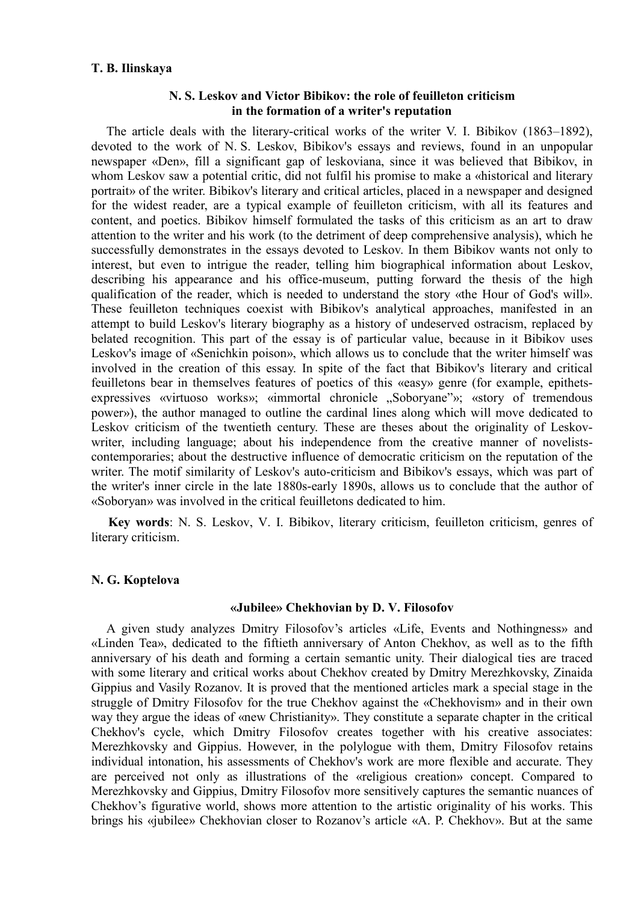**T. B. Ilinskaya**

### N. S. Leskov and Victor Bibikov: the role of feuilleton criticism in the formation of a writer's reputation

The article deals with the literary-critical works of the writer V. I. Bibikov (1863–1892), devoted to the work of N. S. Leskov, Bibikov's essays and reviews, found in an unpopular newspaper «Den», fill a significant gap of leskoviana, since it was believed that Bibikov, in whom Leskov saw a potential critic, did not fulfil his promise to make a «historical and literary portrait» of the writer. Bibikov's literary and critical articles, placed in a newspaper and designed for the widest reader, are a typical example of feuilleton criticism, with all its features and content, and poetics. Bibikov himself formulated the tasks of this criticism as an art to draw attention to the writer and his work (to the detriment of deep comprehensive analysis), which he successfully demonstrates in the essays devoted to Leskov. In them Bibikov wants not only to interest, but even to intrigue the reader, telling him biographical information about Leskov, describing his appearance and his office-museum, putting forward the thesis of the high qualification of the reader, which is needed to understand the story «the Hour of God's will». These feuilleton techniques coexist with Bibikov's analytical approaches, manifested in an attempt to build Leskov's literary biography as a history of undeserved ostracism, replaced by belated recognition. This part of the essay is of particular value, because in it Bibikov uses Leskov's image of «Senichkin poison», which allows us to conclude that the writer himself was involved in the creation of this essay. In spite of the fact that Bibikov's literary and critical feuilletons bear in themselves features of poetics of this «easy» genre (for example, epithets-expressives «virtuoso works»; «immortal chronicle „Soboryane"»; «story of tremendous power»), the author managed to outline the cardinal lines along which will move dedicated to Leskov criticism of the twentieth century. These are theses about the originality of Leskov-writer, including language; about his independence from the creative manner of novelists-contemporaries; about the destructive influence of democratic criticism on the reputation of the writer. The motif similarity of Leskov's auto-criticism and Bibikov's essays, which was part of the writer's inner circle in the late 1880s-early 1890s, allows us to conclude that the author of «Soboryan» was involved in the critical feuilletons dedicated to him.

**Key words**: N. S. Leskov, V. I. Bibikov, literary criticism, feuilleton criticism, genres of literary criticism.

**N. G. Koptelova**

### «Jubilee» Chekhovian by D. V. Filosofov

A given study analyzes Dmitry Filosofov's articles «Life, Events and Nothingness» and «Linden Tea», dedicated to the fiftieth anniversary of Anton Chekhov, as well as to the fifth anniversary of his death and forming a certain semantic unity. Their dialogical ties are traced with some literary and critical works about Chekhov created by Dmitry Merezhkovsky, Zinaida Gippius and Vasily Rozanov. It is proved that the mentioned articles mark a special stage in the struggle of Dmitry Filosofov for the true Chekhov against the «Chekhovism» and in their own way they argue the ideas of «new Christianity». They constitute a separate chapter in the critical Chekhov's cycle, which Dmitry Filosofov creates together with his creative associates: Merezhkovsky and Gippius. However, in the polylogue with them, Dmitry Filosofov retains individual intonation, his assessments of Chekhov's work are more flexible and accurate. They are perceived not only as illustrations of the «religious creation» concept. Compared to Merezhkovsky and Gippius, Dmitry Filosofov more sensitively captures the semantic nuances of Chekhov's figurative world, shows more attention to the artistic originality of his works. This brings his «jubilee» Chekhovian closer to Rozanov's article «A. P. Chekhov». But at the same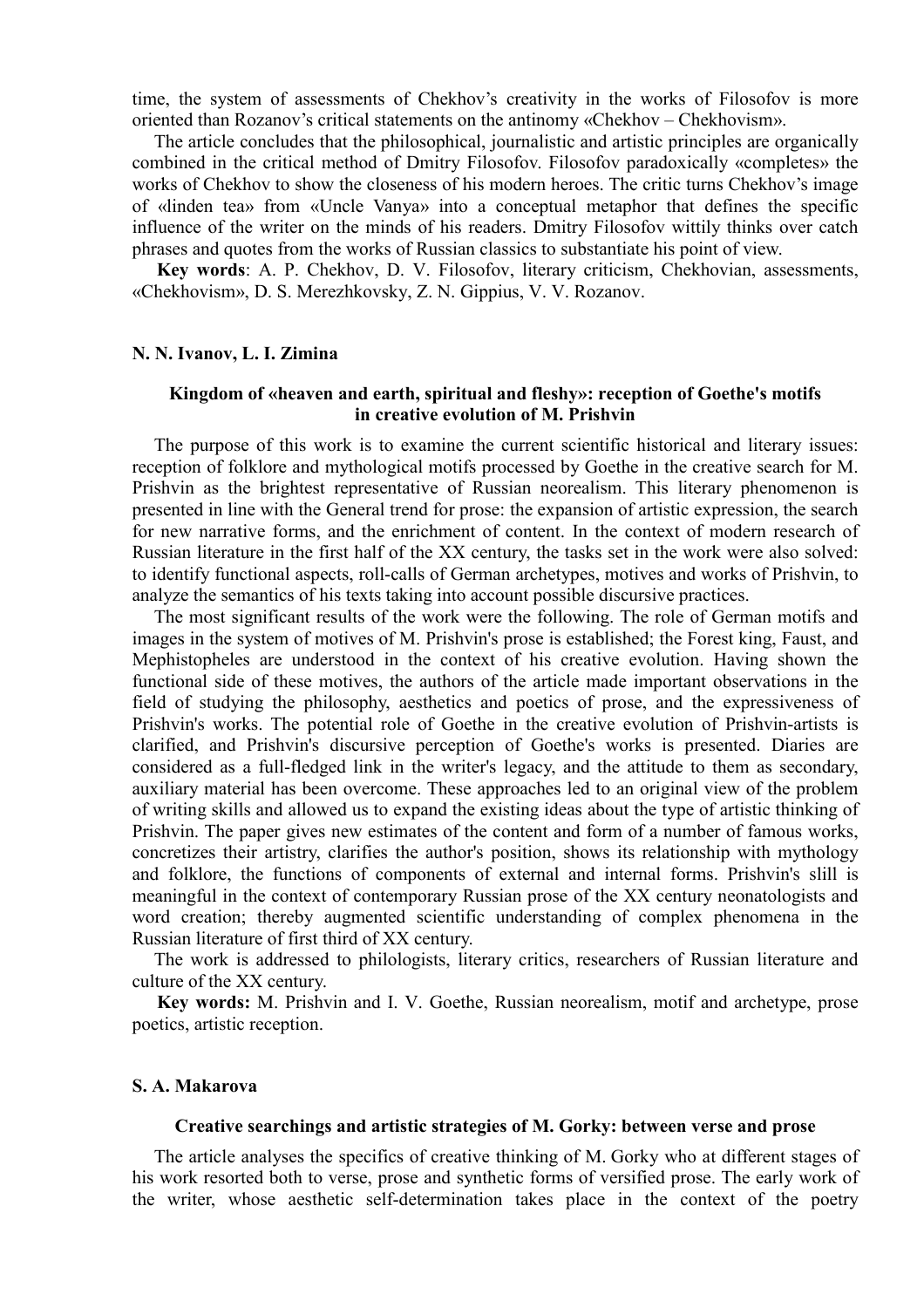time, the system of assessments of Chekhov's creativity in the works of Filosofov is more oriented than Rozanov's critical statements on the antinomy «Chekhov – Chekhovism».

The article concludes that the philosophical, journalistic and artistic principles are organically combined in the critical method of Dmitry Filosofov. Filosofov paradoxically «completes» the works of Chekhov to show the closeness of his modern heroes. The critic turns Chekhov's image of «linden tea» from «Uncle Vanya» into a conceptual metaphor that defines the specific influence of the writer on the minds of his readers. Dmitry Filosofov wittily thinks over catch phrases and quotes from the works of Russian classics to substantiate his point of view.

**Key words**: A. P. Chekhov, D. V. Filosofov, literary criticism, Chekhovian, assessments, «Chekhovism», D. S. Merezhkovsky, Z. N. Gippius, V. V. Rozanov.

**N. N. Ivanov, L. I. Zimina**

### Kingdom of «heaven and earth, spiritual and fleshy»: reception of Goethe's motifs in creative evolution of M. Prishvin

The purpose of this work is to examine the current scientific historical and literary issues: reception of folklore and mythological motifs processed by Goethe in the creative search for M. Prishvin as the brightest representative of Russian neorealism. This literary phenomenon is presented in line with the General trend for prose: the expansion of artistic expression, the search for new narrative forms, and the enrichment of content. In the context of modern research of Russian literature in the first half of the XX century, the tasks set in the work were also solved: to identify functional aspects, roll-calls of German archetypes, motives and works of Prishvin, to analyze the semantics of his texts taking into account possible discursive practices.

The most significant results of the work were the following. The role of German motifs and images in the system of motives of M. Prishvin's prose is established; the Forest king, Faust, and Mephistopheles are understood in the context of his creative evolution. Having shown the functional side of these motives, the authors of the article made important observations in the field of studying the philosophy, aesthetics and poetics of prose, and the expressiveness of Prishvin's works. The potential role of Goethe in the creative evolution of Prishvin-artists is clarified, and Prishvin's discursive perception of Goethe's works is presented. Diaries are considered as a full-fledged link in the writer's legacy, and the attitude to them as secondary, auxiliary material has been overcome. These approaches led to an original view of the problem of writing skills and allowed us to expand the existing ideas about the type of artistic thinking of Prishvin. The paper gives new estimates of the content and form of a number of famous works, concretizes their artistry, clarifies the author's position, shows its relationship with mythology and folklore, the functions of components of external and internal forms. Prishvin's slill is meaningful in the context of contemporary Russian prose of the XX century neonatologists and word creation; thereby augmented scientific understanding of complex phenomena in the Russian literature of first third of XX century.

The work is addressed to philologists, literary critics, researchers of Russian literature and culture of the XX century.

**Key words:** M. Prishvin and I. V. Goethe, Russian neorealism, motif and archetype, prose poetics, artistic reception.

**S. A. Makarova**

### Creative searchings and artistic strategies of M. Gorky: between verse and prose

The article analyses the specifics of creative thinking of M. Gorky who at different stages of his work resorted both to verse, prose and synthetic forms of versified prose. The early work of the writer, whose aesthetic self-determination takes place in the context of the poetry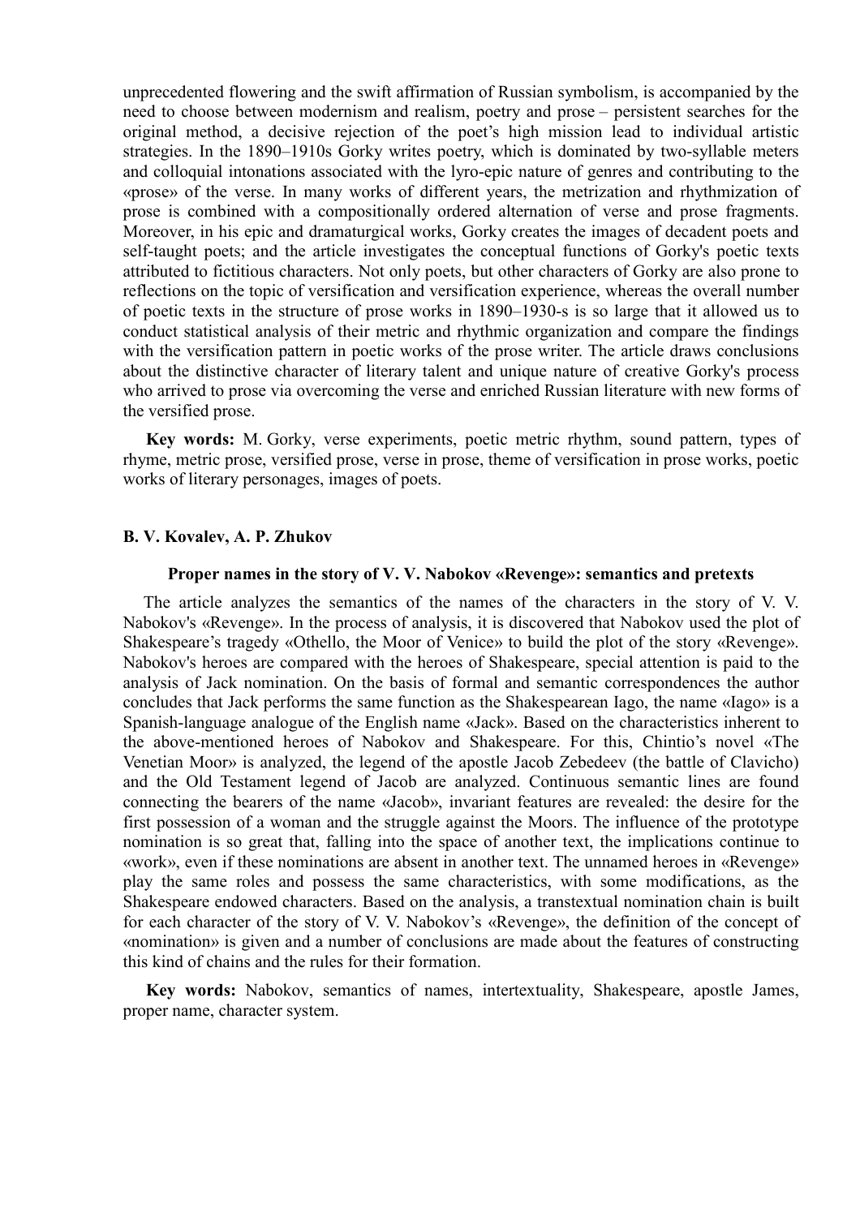unprecedented flowering and the swift affirmation of Russian symbolism, is accompanied by the need to choose between modernism and realism, poetry and prose – persistent searches for the original method, a decisive rejection of the poet's high mission lead to individual artistic strategies. In the 1890–1910s Gorky writes poetry, which is dominated by two-syllable meters and colloquial intonations associated with the lyro-epic nature of genres and contributing to the «prose» of the verse. In many works of different years, the metrization and rhythmization of prose is combined with a compositionally ordered alternation of verse and prose fragments. Moreover, in his epic and dramaturgical works, Gorky creates the images of decadent poets and self-taught poets; and the article investigates the conceptual functions of Gorky's poetic texts attributed to fictitious characters. Not only poets, but other characters of Gorky are also prone to reflections on the topic of versification and versification experience, whereas the overall number of poetic texts in the structure of prose works in 1890–1930-s is so large that it allowed us to conduct statistical analysis of their metric and rhythmic organization and compare the findings with the versification pattern in poetic works of the prose writer. The article draws conclusions about the distinctive character of literary talent and unique nature of creative Gorky's process who arrived to prose via overcoming the verse and enriched Russian literature with new forms of the versified prose.

**Key words:** M. Gorky, verse experiments, poetic metric rhythm, sound pattern, types of rhyme, metric prose, versified prose, verse in prose, theme of versification in prose works, poetic works of literary personages, images of poets.

**B. V. Kovalev, A. P. Zhukov**

### Proper names in the story of V. V. Nabokov «Revenge»: semantics and pretexts

The article analyzes the semantics of the names of the characters in the story of V. V. Nabokov's «Revenge». In the process of analysis, it is discovered that Nabokov used the plot of Shakespeare's tragedy «Othello, the Moor of Venice» to build the plot of the story «Revenge». Nabokov's heroes are compared with the heroes of Shakespeare, special attention is paid to the analysis of Jack nomination. On the basis of formal and semantic correspondences the author concludes that Jack performs the same function as the Shakespearean Iago, the name «Iago» is a Spanish-language analogue of the English name «Jack». Based on the characteristics inherent to the above-mentioned heroes of Nabokov and Shakespeare. For this, Chintio's novel «The Venetian Moor» is analyzed, the legend of the apostle Jacob Zebedeev (the battle of Clavicho) and the Old Testament legend of Jacob are analyzed. Continuous semantic lines are found connecting the bearers of the name «Jacob», invariant features are revealed: the desire for the first possession of a woman and the struggle against the Moors. The influence of the prototype nomination is so great that, falling into the space of another text, the implications continue to «work», even if these nominations are absent in another text. The unnamed heroes in «Revenge» play the same roles and possess the same characteristics, with some modifications, as the Shakespeare endowed characters. Based on the analysis, a transtextual nomination chain is built for each character of the story of V. V. Nabokov's «Revenge», the definition of the concept of «nomination» is given and a number of conclusions are made about the features of constructing this kind of chains and the rules for their formation.

**Key words:** Nabokov, semantics of names, intertextuality, Shakespeare, apostle James, proper name, character system.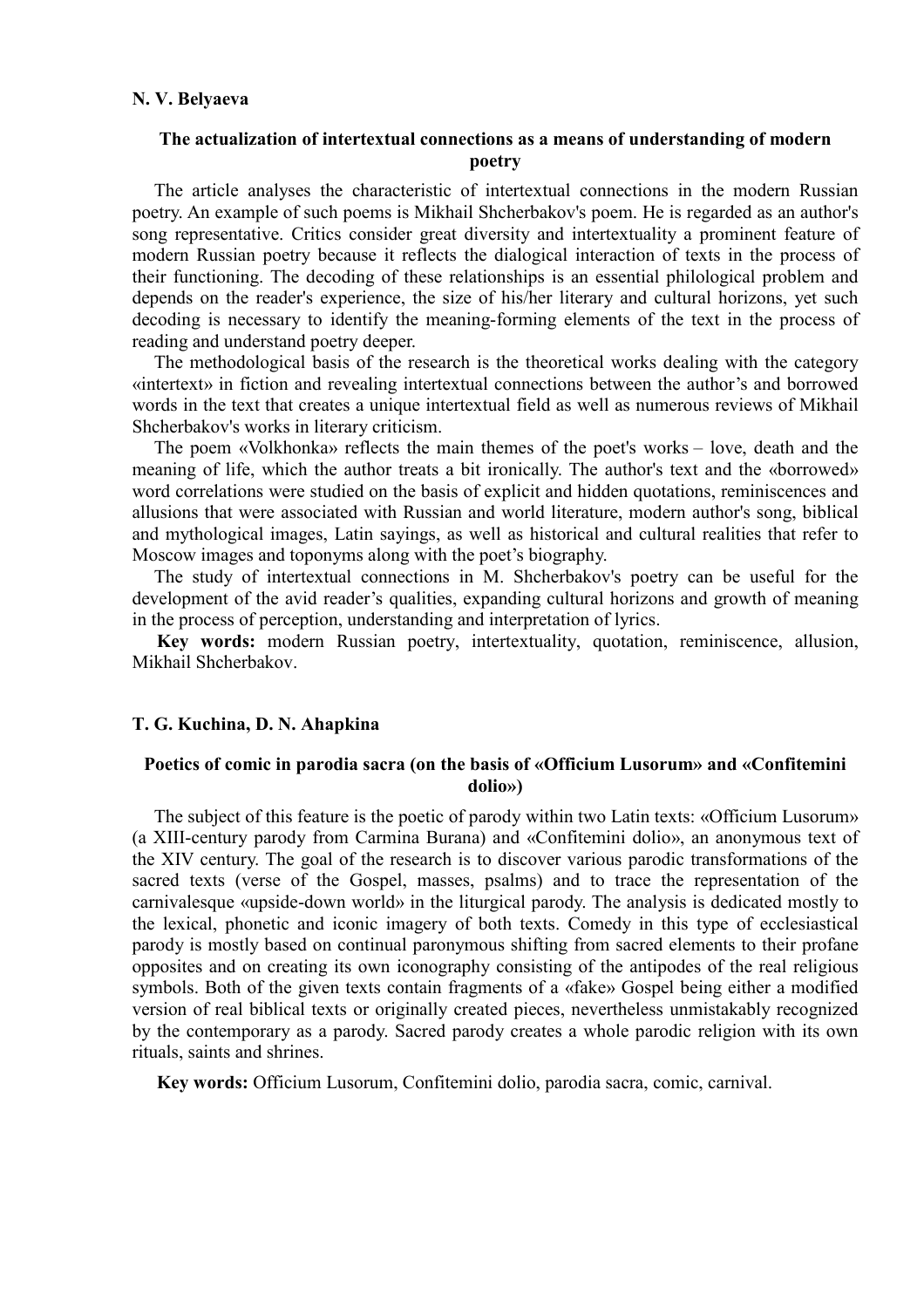**N. V. Belyaeva**

### The actualization of intertextual connections as a means of understanding of modern poetry

The article analyses the characteristic of intertextual connections in the modern Russian poetry. An example of such poems is Mikhail Shcherbakov's poem. He is regarded as an author's song representative. Critics consider great diversity and intertextuality a prominent feature of modern Russian poetry because it reflects the dialogical interaction of texts in the process of their functioning. The decoding of these relationships is an essential philological problem and depends on the reader's experience, the size of his/her literary and cultural horizons, yet such decoding is necessary to identify the meaning-forming elements of the text in the process of reading and understand poetry deeper.

The methodological basis of the research is the theoretical works dealing with the category «intertext» in fiction and revealing intertextual connections between the author's and borrowed words in the text that creates a unique intertextual field as well as numerous reviews of Mikhail Shcherbakov's works in literary criticism.

The poem «Volkhonka» reflects the main themes of the poet's works – love, death and the meaning of life, which the author treats a bit ironically. The author's text and the «borrowed» word correlations were studied on the basis of explicit and hidden quotations, reminiscences and allusions that were associated with Russian and world literature, modern author's song, biblical and mythological images, Latin sayings, as well as historical and cultural realities that refer to Moscow images and toponyms along with the poet's biography.

The study of intertextual connections in M. Shcherbakov's poetry can be useful for the development of the avid reader's qualities, expanding cultural horizons and growth of meaning in the process of perception, understanding and interpretation of lyrics.

**Key words:** modern Russian poetry, intertextuality, quotation, reminiscence, allusion, Mikhail Shcherbakov.

**T. G. Kuchina, D. N. Ahapkina**

### Poetics of comic in parodia sacra (on the basis of «Officium Lusorum» and «Confitemini dolio»)

The subject of this feature is the poetic of parody within two Latin texts: «Officium Lusorum» (a XIII-century parody from Carmina Burana) and «Confitemini dolio», an anonymous text of the XIV century. The goal of the research is to discover various parodic transformations of the sacred texts (verse of the Gospel, masses, psalms) and to trace the representation of the carnivalesque «upside-down world» in the liturgical parody. The analysis is dedicated mostly to the lexical, phonetic and iconic imagery of both texts. Comedy in this type of ecclesiastical parody is mostly based on continual paronymous shifting from sacred elements to their profane opposites and on creating its own iconography consisting of the antipodes of the real religious symbols. Both of the given texts contain fragments of a «fake» Gospel being either a modified version of real biblical texts or originally created pieces, nevertheless unmistakably recognized by the contemporary as a parody. Sacred parody creates a whole parodic religion with its own rituals, saints and shrines.

**Key words:** Officium Lusorum, Confitemini dolio, parodia sacra, comic, carnival.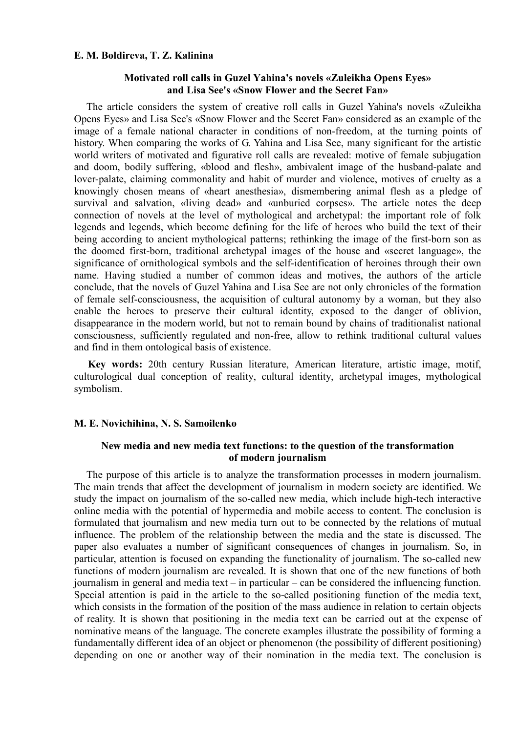**E. M. Boldireva, T. Z. Kalinina**

### Motivated roll calls in Guzel Yahina's novels «Zuleikha Opens Eyes» and Lisa See's «Snow Flower and the Secret Fan»

The article considers the system of creative roll calls in Guzel Yahina's novels «Zuleikha Opens Eyes» and Lisa See's «Snow Flower and the Secret Fan» considered as an example of the image of a female national character in conditions of non-freedom, at the turning points of history. When comparing the works of G. Yahina and Lisa See, many significant for the artistic world writers of motivated and figurative roll calls are revealed: motive of female subjugation and doom, bodily suffering, «blood and flesh», ambivalent image of the husband-palate and lover-palate, claiming commonality and habit of murder and violence, motives of cruelty as a knowingly chosen means of «heart anesthesia», dismembering animal flesh as a pledge of survival and salvation, «living dead» and «unburied corpses». The article notes the deep connection of novels at the level of mythological and archetypal: the important role of folk legends and legends, which become defining for the life of heroes who build the text of their being according to ancient mythological patterns; rethinking the image of the first-born son as the doomed first-born, traditional archetypal images of the house and «secret language», the significance of ornithological symbols and the self-identification of heroines through their own name. Having studied a number of common ideas and motives, the authors of the article conclude, that the novels of Guzel Yahina and Lisa See are not only chronicles of the formation of female self-consciousness, the acquisition of cultural autonomy by a woman, but they also enable the heroes to preserve their cultural identity, exposed to the danger of oblivion, disappearance in the modern world, but not to remain bound by chains of traditionalist national consciousness, sufficiently regulated and non-free, allow to rethink traditional cultural values and find in them ontological basis of existence.

**Key words:** 20th century Russian literature, American literature, artistic image, motif, culturological dual conception of reality, cultural identity, archetypal images, mythological symbolism.

**M. E. Novichihina, N. S. Samoilenko**

### New media and new media text functions: to the question of the transformation of modern journalism

The purpose of this article is to analyze the transformation processes in modern journalism. The main trends that affect the development of journalism in modern society are identified. We study the impact on journalism of the so-called new media, which include high-tech interactive online media with the potential of hypermedia and mobile access to content. The conclusion is formulated that journalism and new media turn out to be connected by the relations of mutual influence. The problem of the relationship between the media and the state is discussed. The paper also evaluates a number of significant consequences of changes in journalism. So, in particular, attention is focused on expanding the functionality of journalism. The so-called new functions of modern journalism are revealed. It is shown that one of the new functions of both journalism in general and media text – in particular – can be considered the influencing function. Special attention is paid in the article to the so-called positioning function of the media text, which consists in the formation of the position of the mass audience in relation to certain objects of reality. It is shown that positioning in the media text can be carried out at the expense of nominative means of the language. The concrete examples illustrate the possibility of forming a fundamentally different idea of an object or phenomenon (the possibility of different positioning) depending on one or another way of their nomination in the media text. The conclusion is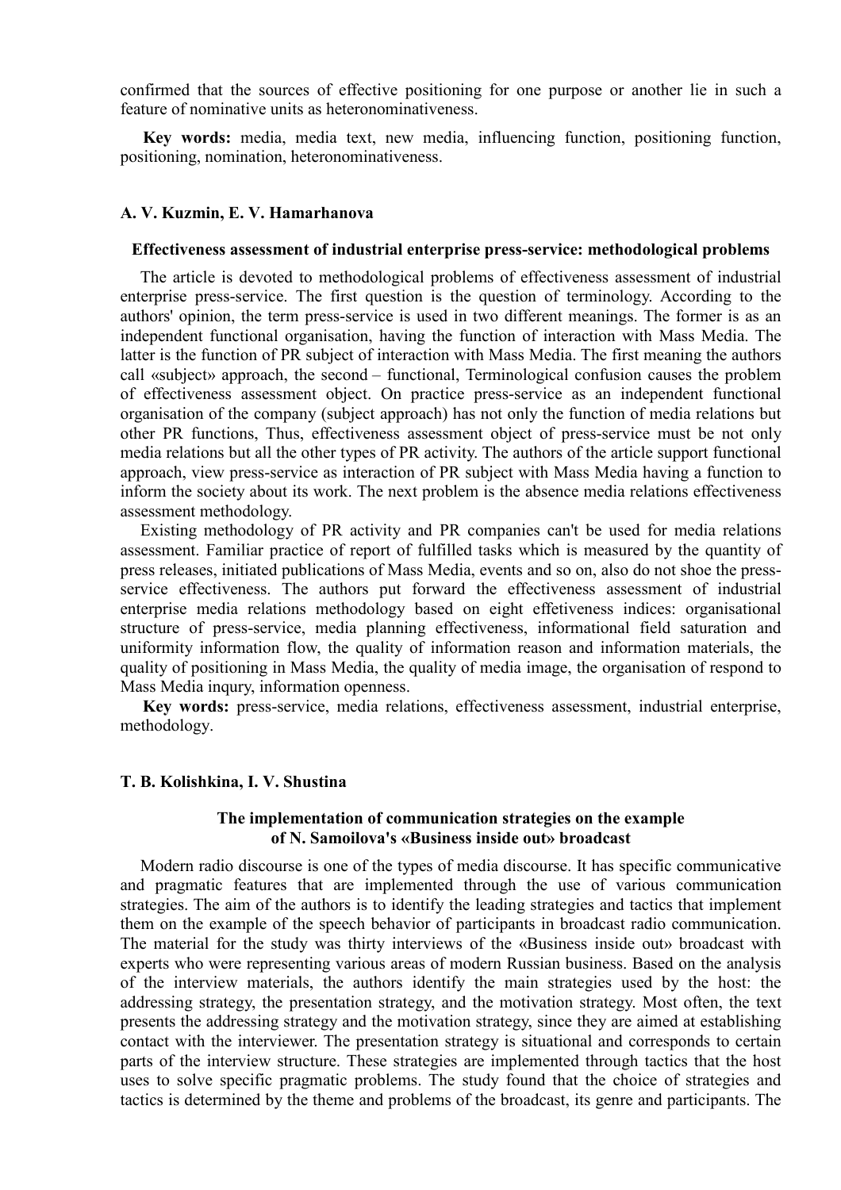confirmed that the sources of effective positioning for one purpose or another lie in such a feature of nominative units as heteronominativeness.

**Key words:** media, media text, new media, influencing function, positioning function, positioning, nomination, heteronominativeness.

**A. V. Kuzmin, E. V. Hamarhanova**

**Effectiveness assessment of industrial enterprise press-service: methodological problems**

The article is devoted to methodological problems of effectiveness assessment of industrial enterprise press-service. The first question is the question of terminology. According to the authors' opinion, the term press-service is used in two different meanings. The former is as an independent functional organisation, having the function of interaction with Mass Media. The latter is the function of PR subject of interaction with Mass Media. The first meaning the authors call «subject» approach, the second – functional, Terminological confusion causes the problem of effectiveness assessment object. On practice press-service as an independent functional organisation of the company (subject approach) has not only the function of media relations but other PR functions, Thus, effectiveness assessment object of press-service must be not only media relations but all the other types of PR activity. The authors of the article support functional approach, view press-service as interaction of PR subject with Mass Media having a function to inform the society about its work. The next problem is the absence media relations effectiveness assessment methodology.

Existing methodology of PR activity and PR companies can't be used for media relations assessment. Familiar practice of report of fulfilled tasks which is measured by the quantity of press releases, initiated publications of Mass Media, events and so on, also do not shoe the press-service effectiveness. The authors put forward the effectiveness assessment of industrial enterprise media relations methodology based on eight effetiveness indices: organisational structure of press-service, media planning effectiveness, informational field saturation and uniformity information flow, the quality of information reason and information materials, the quality of positioning in Mass Media, the quality of media image, the organisation of respond to Mass Media inqury, information openness.

**Key words:** press-service, media relations, effectiveness assessment, industrial enterprise, methodology.

**T. B. Kolishkina, I. V. Shustina**

**The implementation of communication strategies on the example of N. Samoilova's «Business inside out» broadcast**

Modern radio discourse is one of the types of media discourse. It has specific communicative and pragmatic features that are implemented through the use of various communication strategies. The aim of the authors is to identify the leading strategies and tactics that implement them on the example of the speech behavior of participants in broadcast radio communication. The material for the study was thirty interviews of the «Business inside out» broadcast with experts who were representing various areas of modern Russian business. Based on the analysis of the interview materials, the authors identify the main strategies used by the host: the addressing strategy, the presentation strategy, and the motivation strategy. Most often, the text presents the addressing strategy and the motivation strategy, since they are aimed at establishing contact with the interviewer. The presentation strategy is situational and corresponds to certain parts of the interview structure. These strategies are implemented through tactics that the host uses to solve specific pragmatic problems. The study found that the choice of strategies and tactics is determined by the theme and problems of the broadcast, its genre and participants. The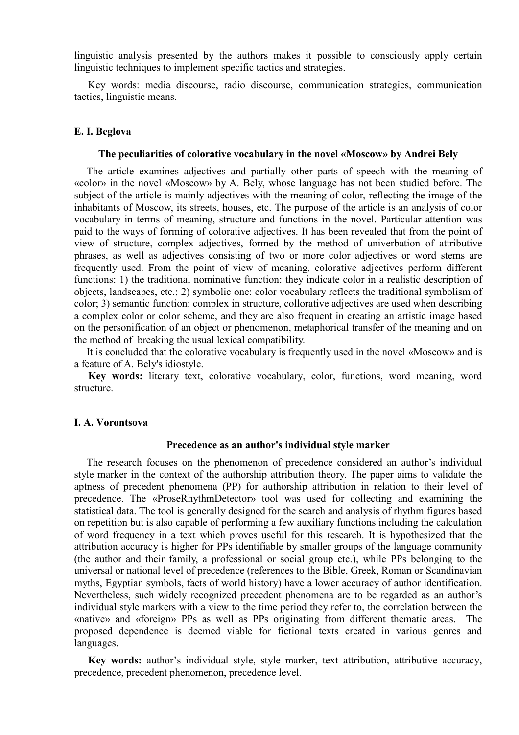linguistic analysis presented by the authors makes it possible to consciously apply certain linguistic techniques to implement specific tactics and strategies.

Key words: media discourse, radio discourse, communication strategies, communication tactics, linguistic means.

**E. I. Beglova**

### The peculiarities of colorative vocabulary in the novel «Moscow» by Andrei Bely

The article examines adjectives and partially other parts of speech with the meaning of «color» in the novel «Moscow» by A. Bely, whose language has not been studied before. The subject of the article is mainly adjectives with the meaning of color, reflecting the image of the inhabitants of Moscow, its streets, houses, etc. The purpose of the article is an analysis of color vocabulary in terms of meaning, structure and functions in the novel. Particular attention was paid to the ways of forming of colorative adjectives. It has been revealed that from the point of view of structure, complex adjectives, formed by the method of univerbation of attributive phrases, as well as adjectives consisting of two or more color adjectives or word stems are frequently used. From the point of view of meaning, colorative adjectives perform different functions: 1) the traditional nominative function: they indicate color in a realistic description of objects, landscapes, etc.; 2) symbolic one: color vocabulary reflects the traditional symbolism of color; 3) semantic function: complex in structure, collorative adjectives are used when describing a complex color or color scheme, and they are also frequent in creating an artistic image based on the personification of an object or phenomenon, metaphorical transfer of the meaning and on the method of breaking the usual lexical compatibility.

It is concluded that the colorative vocabulary is frequently used in the novel «Moscow» and is a feature of A. Bely's idiostyle.

**Key words:** literary text, colorative vocabulary, color, functions, word meaning, word structure.

**I. A. Vorontsova**

### Precedence as an author's individual style marker

The research focuses on the phenomenon of precedence considered an author's individual style marker in the context of the authorship attribution theory. The paper aims to validate the aptness of precedent phenomena (PP) for authorship attribution in relation to their level of precedence. The «ProseRhythmDetector» tool was used for collecting and examining the statistical data. The tool is generally designed for the search and analysis of rhythm figures based on repetition but is also capable of performing a few auxiliary functions including the calculation of word frequency in a text which proves useful for this research. It is hypothesized that the attribution accuracy is higher for PPs identifiable by smaller groups of the language community (the author and their family, a professional or social group etc.), while PPs belonging to the universal or national level of precedence (references to the Bible, Greek, Roman or Scandinavian myths, Egyptian symbols, facts of world history) have a lower accuracy of author identification. Nevertheless, such widely recognized precedent phenomena are to be regarded as an author's individual style markers with a view to the time period they refer to, the correlation between the «native» and «foreign» PPs as well as PPs originating from different thematic areas. The proposed dependence is deemed viable for fictional texts created in various genres and languages.

**Key words:** author's individual style, style marker, text attribution, attributive accuracy, precedence, precedent phenomenon, precedence level.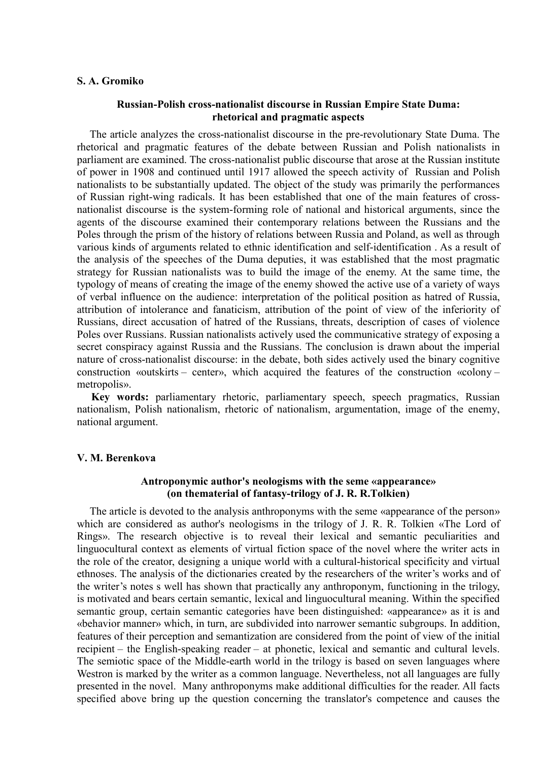**S. A. Gromiko**

### Russian-Polish cross-nationalist discourse in Russian Empire State Duma: rhetorical and pragmatic aspects

The article analyzes the cross-nationalist discourse in the pre-revolutionary State Duma. The rhetorical and pragmatic features of the debate between Russian and Polish nationalists in parliament are examined. The cross-nationalist public discourse that arose at the Russian institute of power in 1908 and continued until 1917 allowed the speech activity of Russian and Polish nationalists to be substantially updated. The object of the study was primarily the performances of Russian right-wing radicals. It has been established that one of the main features of cross-nationalist discourse is the system-forming role of national and historical arguments, since the agents of the discourse examined their contemporary relations between the Russians and the Poles through the prism of the history of relations between Russia and Poland, as well as through various kinds of arguments related to ethnic identification and self-identification . As a result of the analysis of the speeches of the Duma deputies, it was established that the most pragmatic strategy for Russian nationalists was to build the image of the enemy. At the same time, the typology of means of creating the image of the enemy showed the active use of a variety of ways of verbal influence on the audience: interpretation of the political position as hatred of Russia, attribution of intolerance and fanaticism, attribution of the point of view of the inferiority of Russians, direct accusation of hatred of the Russians, threats, description of cases of violence Poles over Russians. Russian nationalists actively used the communicative strategy of exposing a secret conspiracy against Russia and the Russians. The conclusion is drawn about the imperial nature of cross-nationalist discourse: in the debate, both sides actively used the binary cognitive construction «outskirts – center», which acquired the features of the construction «colony – metropolis».

**Key words:** parliamentary rhetoric, parliamentary speech, speech pragmatics, Russian nationalism, Polish nationalism, rhetoric of nationalism, argumentation, image of the enemy, national argument.

**V. M. Berenkova**

### Antroponymic author's neologisms with the seme «appearance» (on thematerial of fantasy-trilogy of J. R. R.Tolkien)

The article is devoted to the analysis anthroponyms with the seme «appearance of the person» which are considered as author's neologisms in the trilogy of J. R. R. Tolkien «The Lord of Rings». The research objective is to reveal their lexical and semantic peculiarities and linguocultural context as elements of virtual fiction space of the novel where the writer acts in the role of the creator, designing a unique world with a cultural-historical specificity and virtual ethnoses. The analysis of the dictionaries created by the researchers of the writer's works and of the writer's notes s well has shown that practically any anthroponym, functioning in the trilogy, is motivated and bears certain semantic, lexical and linguocultural meaning. Within the specified semantic group, certain semantic categories have been distinguished: «appearance» as it is and «behavior manner» which, in turn, are subdivided into narrower semantic subgroups. In addition, features of their perception and semantization are considered from the point of view of the initial recipient – the English-speaking reader – at phonetic, lexical and semantic and cultural levels. The semiotic space of the Middle-earth world in the trilogy is based on seven languages where Westron is marked by the writer as a common language. Nevertheless, not all languages are fully presented in the novel. Many anthroponyms make additional difficulties for the reader. All facts specified above bring up the question concerning the translator's competence and causes the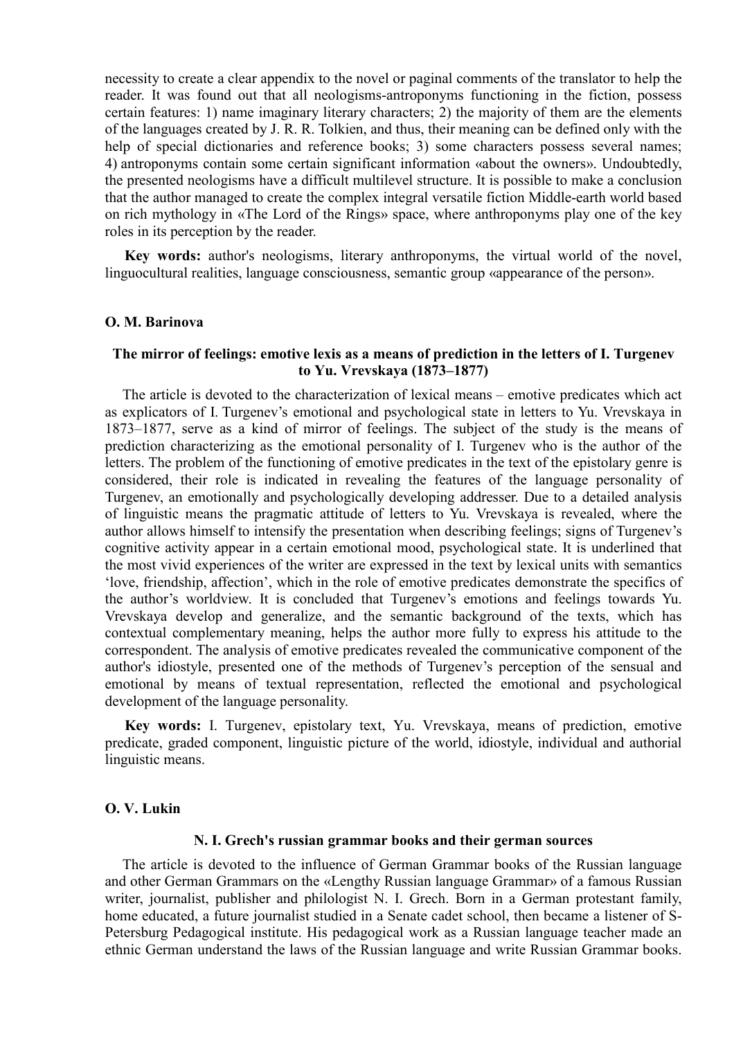necessity to create a clear appendix to the novel or paginal comments of the translator to help the reader. It was found out that all neologisms-antroponyms functioning in the fiction, possess certain features: 1) name imaginary literary characters; 2) the majority of them are the elements of the languages created by J. R. R. Tolkien, and thus, their meaning can be defined only with the help of special dictionaries and reference books; 3) some characters possess several names; 4) antroponyms contain some certain significant information «about the owners». Undoubtedly, the presented neologisms have a difficult multilevel structure. It is possible to make a conclusion that the author managed to create the complex integral versatile fiction Middle-earth world based on rich mythology in «The Lord of the Rings» space, where anthroponyms play one of the key roles in its perception by the reader.

**Key words:** author's neologisms, literary anthroponyms, the virtual world of the novel, linguocultural realities, language consciousness, semantic group «appearance of the person».

**O. M. Barinova**

### The mirror of feelings: emotive lexis as a means of prediction in the letters of I. Turgenev to Yu. Vrevskaya (1873–1877)

The article is devoted to the characterization of lexical means – emotive predicates which act as explicators of I. Turgenev's emotional and psychological state in letters to Yu. Vrevskaya in 1873–1877, serve as a kind of mirror of feelings. The subject of the study is the means of prediction characterizing as the emotional personality of I. Turgenev who is the author of the letters. The problem of the functioning of emotive predicates in the text of the epistolary genre is considered, their role is indicated in revealing the features of the language personality of Turgenev, an emotionally and psychologically developing addresser. Due to a detailed analysis of linguistic means the pragmatic attitude of letters to Yu. Vrevskaya is revealed, where the author allows himself to intensify the presentation when describing feelings; signs of Turgenev's cognitive activity appear in a certain emotional mood, psychological state. It is underlined that the most vivid experiences of the writer are expressed in the text by lexical units with semantics 'love, friendship, affection', which in the role of emotive predicates demonstrate the specifics of the author's worldview. It is concluded that Turgenev's emotions and feelings towards Yu. Vrevskaya develop and generalize, and the semantic background of the texts, which has contextual complementary meaning, helps the author more fully to express his attitude to the correspondent. The analysis of emotive predicates revealed the communicative component of the author's idiostyle, presented one of the methods of Turgenev's perception of the sensual and emotional by means of textual representation, reflected the emotional and psychological development of the language personality.

**Key words:** I. Turgenev, epistolary text, Yu. Vrevskaya, means of prediction, emotive predicate, graded component, linguistic picture of the world, idiostyle, individual and authorial linguistic means.

**O. V. Lukin**

### N. I. Grech's russian grammar books and their german sources

The article is devoted to the influence of German Grammar books of the Russian language and other German Grammars on the «Lengthy Russian language Grammar» of a famous Russian writer, journalist, publisher and philologist N. I. Grech. Born in a German protestant family, home educated, a future journalist studied in a Senate cadet school, then became a listener of S-Petersburg Pedagogical institute. His pedagogical work as a Russian language teacher made an ethnic German understand the laws of the Russian language and write Russian Grammar books.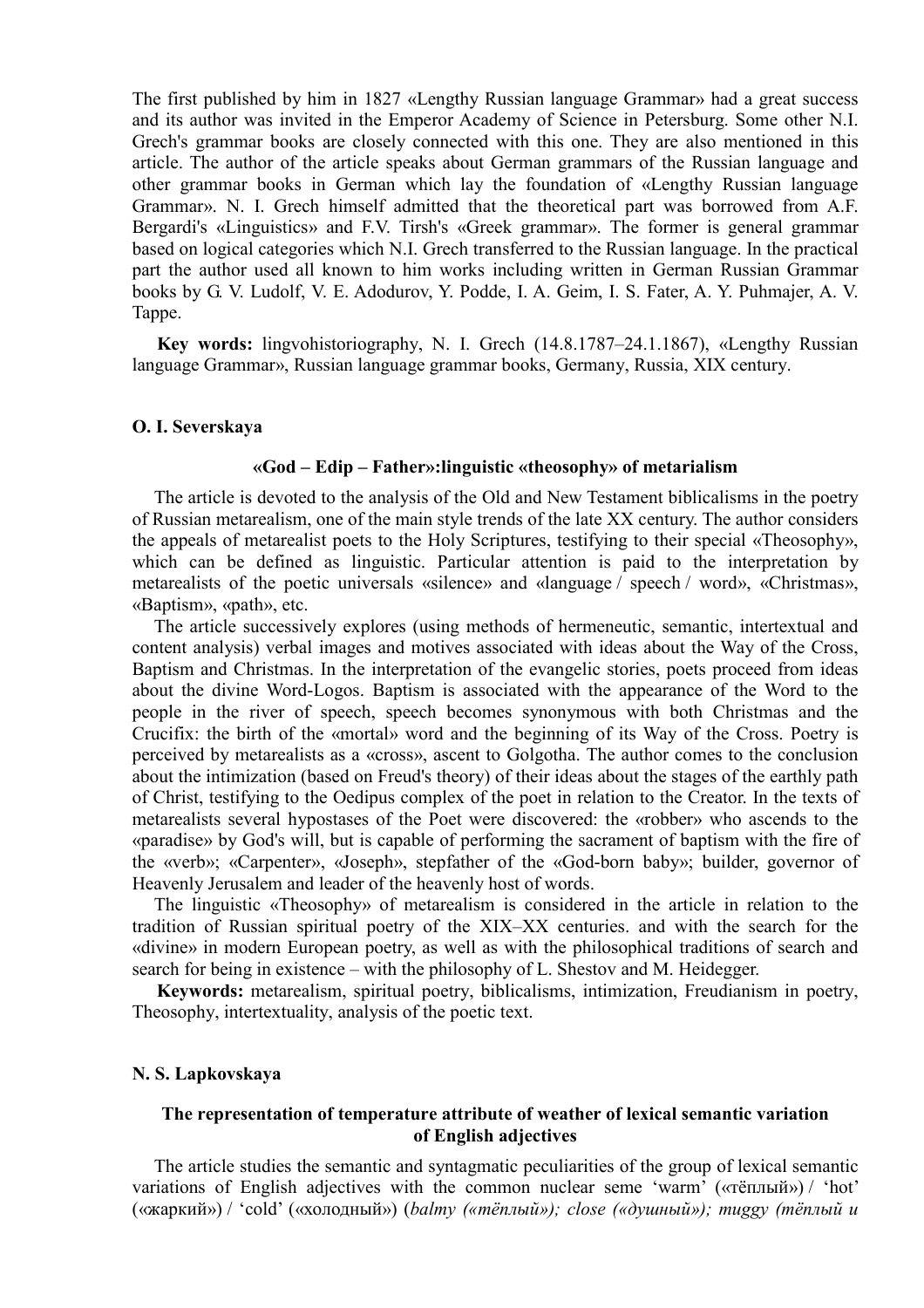The first published by him in 1827 «Lengthy Russian language Grammar» had a great success and its author was invited in the Emperor Academy of Science in Petersburg. Some other N.I. Grech's grammar books are closely connected with this one. They are also mentioned in this article. The author of the article speaks about German grammars of the Russian language and other grammar books in German which lay the foundation of «Lengthy Russian language Grammar». N. I. Grech himself admitted that the theoretical part was borrowed from A.F. Bergardi's «Linguistics» and F.V. Tirsh's «Greek grammar». The former is general grammar based on logical categories which N.I. Grech transferred to the Russian language. In the practical part the author used all known to him works including written in German Russian Grammar books by G. V. Ludolf, V. E. Adodurov, Y. Podde, I. A. Geim, I. S. Fater, A. Y. Puhmajer, A. V. Tappe.

**Key words:** lingvohistoriography, N. I. Grech (14.8.1787–24.1.1867), «Lengthy Russian language Grammar», Russian language grammar books, Germany, Russia, XIX century.

**O. I. Severskaya**

### «God – Edip – Father»:linguistic «theosophy» of metarialism

The article is devoted to the analysis of the Old and New Testament biblicalisms in the poetry of Russian metarealism, one of the main style trends of the late XX century. The author considers the appeals of metarealist poets to the Holy Scriptures, testifying to their special «Theosophy», which can be defined as linguistic. Particular attention is paid to the interpretation by metarealists of the poetic universals «silence» and «language / speech / word», «Christmas», «Baptism», «path», etc.

The article successively explores (using methods of hermeneutic, semantic, intertextual and content analysis) verbal images and motives associated with ideas about the Way of the Cross, Baptism and Christmas. In the interpretation of the evangelic stories, poets proceed from ideas about the divine Word-Logos. Baptism is associated with the appearance of the Word to the people in the river of speech, speech becomes synonymous with both Christmas and the Crucifix: the birth of the «mortal» word and the beginning of its Way of the Cross. Poetry is perceived by metarealists as a «cross», ascent to Golgotha. The author comes to the conclusion about the intimization (based on Freud's theory) of their ideas about the stages of the earthly path of Christ, testifying to the Oedipus complex of the poet in relation to the Creator. In the texts of metarealists several hypostases of the Poet were discovered: the «robber» who ascends to the «paradise» by God's will, but is capable of performing the sacrament of baptism with the fire of the «verb»; «Carpenter», «Joseph», stepfather of the «God-born baby»; builder, governor of Heavenly Jerusalem and leader of the heavenly host of words.

The linguistic «Theosophy» of metarealism is considered in the article in relation to the tradition of Russian spiritual poetry of the XIX–XX centuries. and with the search for the «divine» in modern European poetry, as well as with the philosophical traditions of search and search for being in existence – with the philosophy of L. Shestov and M. Heidegger.

**Keywords:** metarealism, spiritual poetry, biblicalisms, intimization, Freudianism in poetry, Theosophy, intertextuality, analysis of the poetic text.

**N. S. Lapkovskaya**

### The representation of temperature attribute of weather of lexical semantic variation of English adjectives

The article studies the semantic and syntagmatic peculiarities of the group of lexical semantic variations of English adjectives with the common nuclear seme 'warm' («тёплый») / 'hot' («жаркий») / 'cold' («холодный») (*balmy («тёплый»); close («душный»); muggy (тёплый и*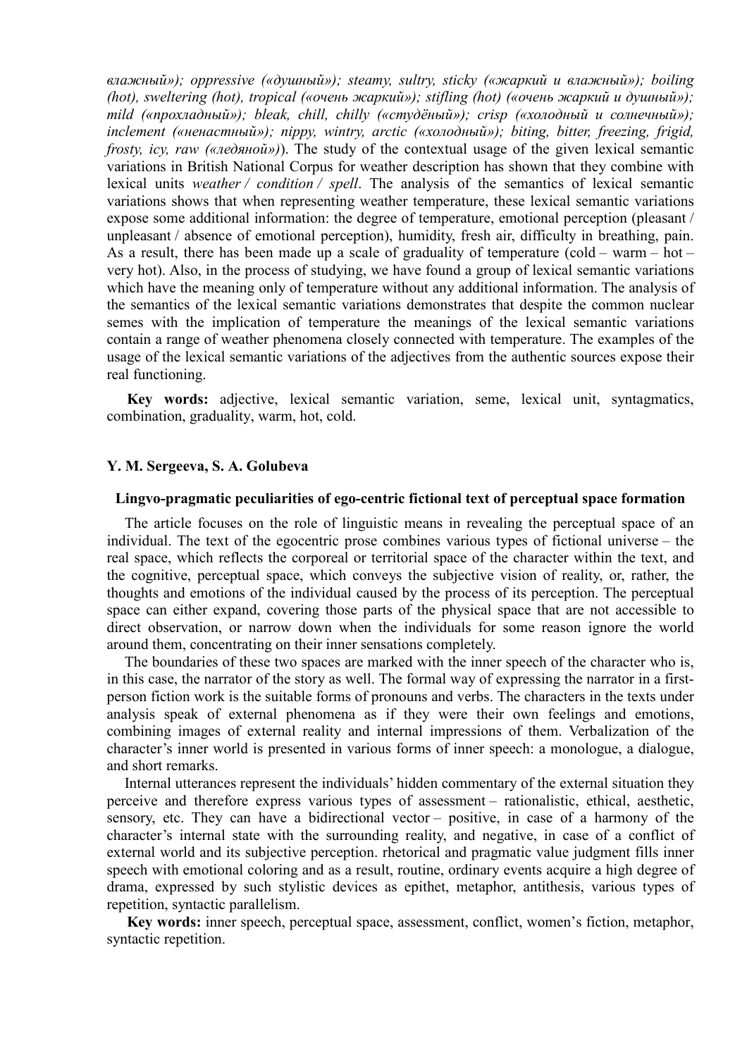*влажный»); oppressive («душный»); steamy, sultry, sticky («жаркий и влажный»); boiling (hot), sweltering (hot), tropical («очень жаркий»); stifling (hot) («очень жаркий и душный»); mild («прохладный»); bleak, chill, chilly («студёный»); crisp («холодный и солнечный»); inclement («ненастный»); nippy, wintry, arctic («холодный»); biting, bitter, freezing, frigid, frosty, icy, raw («ледяной»)*). The study of the contextual usage of the given lexical semantic variations in British National Corpus for weather description has shown that they combine with lexical units *weather / condition / spell*. The analysis of the semantics of lexical semantic variations shows that when representing weather temperature, these lexical semantic variations expose some additional information: the degree of temperature, emotional perception (pleasant / unpleasant / absence of emotional perception), humidity, fresh air, difficulty in breathing, pain. As a result, there has been made up a scale of graduality of temperature (cold – warm – hot – very hot). Also, in the process of studying, we have found a group of lexical semantic variations which have the meaning only of temperature without any additional information. The analysis of the semantics of the lexical semantic variations demonstrates that despite the common nuclear semes with the implication of temperature the meanings of the lexical semantic variations contain a range of weather phenomena closely connected with temperature. The examples of the usage of the lexical semantic variations of the adjectives from the authentic sources expose their real functioning.

**Key words:** adjective, lexical semantic variation, seme, lexical unit, syntagmatics, combination, graduality, warm, hot, cold.

**Y. M. Sergeeva, S. A. Golubeva**

### Lingvo-pragmatic peculiarities of ego-centric fictional text of perceptual space formation

The article focuses on the role of linguistic means in revealing the perceptual space of an individual. The text of the egocentric prose combines various types of fictional universe – the real space, which reflects the corporeal or territorial space of the character within the text, and the cognitive, perceptual space, which conveys the subjective vision of reality, or, rather, the thoughts and emotions of the individual caused by the process of its perception. The perceptual space can either expand, covering those parts of the physical space that are not accessible to direct observation, or narrow down when the individuals for some reason ignore the world around them, concentrating on their inner sensations completely.

The boundaries of these two spaces are marked with the inner speech of the character who is, in this case, the narrator of the story as well. The formal way of expressing the narrator in a first-person fiction work is the suitable forms of pronouns and verbs. The characters in the texts under analysis speak of external phenomena as if they were their own feelings and emotions, combining images of external reality and internal impressions of them. Verbalization of the character's inner world is presented in various forms of inner speech: a monologue, a dialogue, and short remarks.

Internal utterances represent the individuals' hidden commentary of the external situation they perceive and therefore express various types of assessment – rationalistic, ethical, aesthetic, sensory, etc. They can have a bidirectional vector – positive, in case of a harmony of the character's internal state with the surrounding reality, and negative, in case of a conflict of external world and its subjective perception. rhetorical and pragmatic value judgment fills inner speech with emotional coloring and as a result, routine, ordinary events acquire a high degree of drama, expressed by such stylistic devices as epithet, metaphor, antithesis, various types of repetition, syntactic parallelism.

**Key words:** inner speech, perceptual space, assessment, conflict, women's fiction, metaphor, syntactic repetition.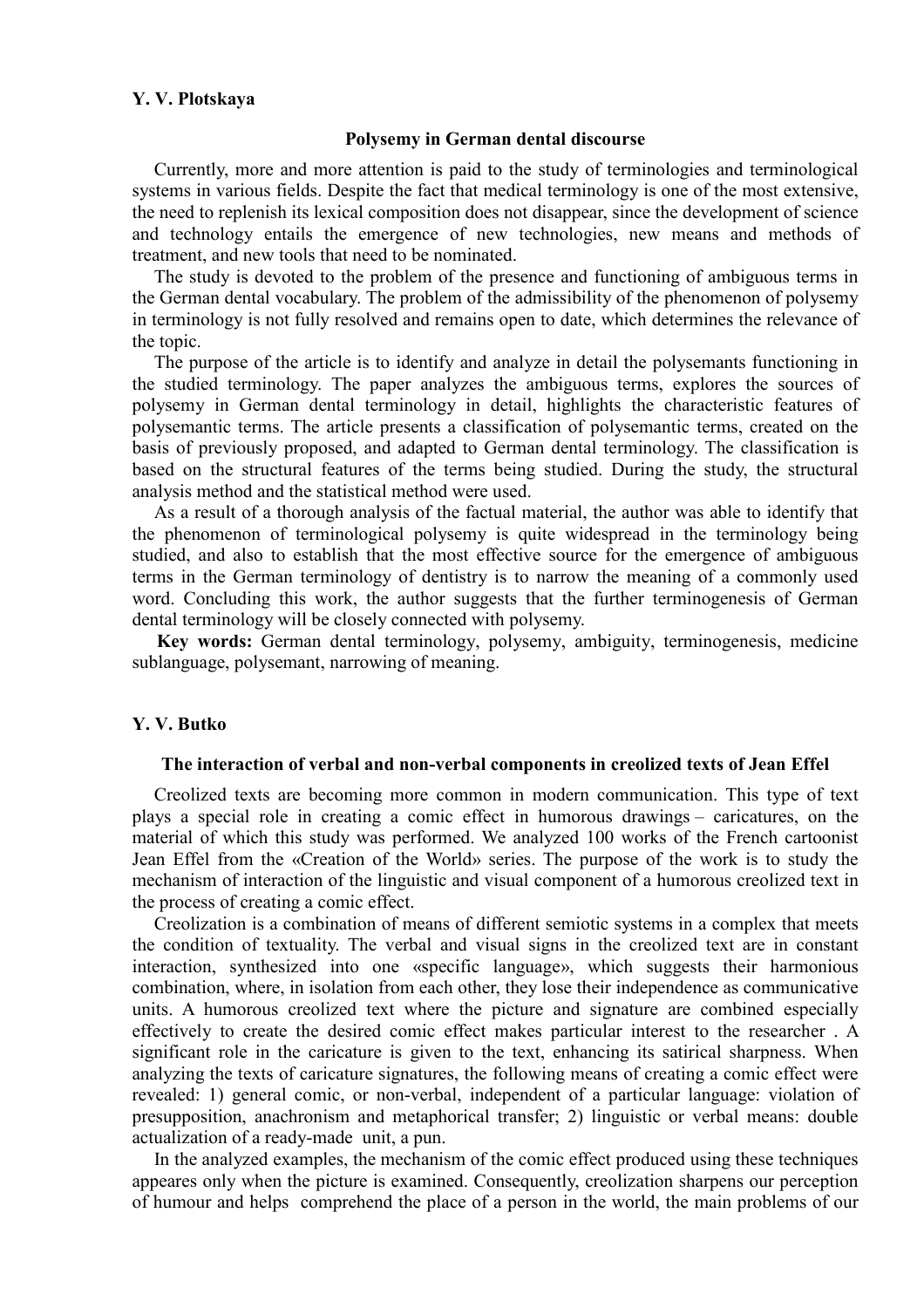**Y. V. Plotskaya**

## Polysemy in German dental discourse

Currently, more and more attention is paid to the study of terminologies and terminological systems in various fields. Despite the fact that medical terminology is one of the most extensive, the need to replenish its lexical composition does not disappear, since the development of science and technology entails the emergence of new technologies, new means and methods of treatment, and new tools that need to be nominated.

The study is devoted to the problem of the presence and functioning of ambiguous terms in the German dental vocabulary. The problem of the admissibility of the phenomenon of polysemy in terminology is not fully resolved and remains open to date, which determines the relevance of the topic.

The purpose of the article is to identify and analyze in detail the polysemants functioning in the studied terminology. The paper analyzes the ambiguous terms, explores the sources of polysemy in German dental terminology in detail, highlights the characteristic features of polysemantic terms. The article presents a classification of polysemantic terms, created on the basis of previously proposed, and adapted to German dental terminology. The classification is based on the structural features of the terms being studied. During the study, the structural analysis method and the statistical method were used.

As a result of a thorough analysis of the factual material, the author was able to identify that the phenomenon of terminological polysemy is quite widespread in the terminology being studied, and also to establish that the most effective source for the emergence of ambiguous terms in the German terminology of dentistry is to narrow the meaning of a commonly used word. Concluding this work, the author suggests that the further terminogenesis of German dental terminology will be closely connected with polysemy.

**Key words:** German dental terminology, polysemy, ambiguity, terminogenesis, medicine sublanguage, polysemant, narrowing of meaning.

**Y. V. Butko**

## The interaction of verbal and non-verbal components in creolized texts of Jean Effel

Creolized texts are becoming more common in modern communication. This type of text plays a special role in creating a comic effect in humorous drawings – caricatures, on the material of which this study was performed. We analyzed 100 works of the French cartoonist Jean Effel from the «Creation of the World» series. The purpose of the work is to study the mechanism of interaction of the linguistic and visual component of a humorous creolized text in the process of creating a comic effect.

Creolization is a combination of means of different semiotic systems in a complex that meets the condition of textuality. The verbal and visual signs in the creolized text are in constant interaction, synthesized into one «specific language», which suggests their harmonious combination, where, in isolation from each other, they lose their independence as communicative units. A humorous creolized text where the picture and signature are combined especially effectively to create the desired comic effect makes particular interest to the researcher . A significant role in the caricature is given to the text, enhancing its satirical sharpness. When analyzing the texts of caricature signatures, the following means of creating a comic effect were revealed: 1) general comic, or non-verbal, independent of a particular language: violation of presupposition, anachronism and metaphorical transfer; 2) linguistic or verbal means: double actualization of a ready-made unit, a pun.

In the analyzed examples, the mechanism of the comic effect produced using these techniques appeares only when the picture is examined. Consequently, creolization sharpens our perception of humour and helps comprehend the place of a person in the world, the main problems of our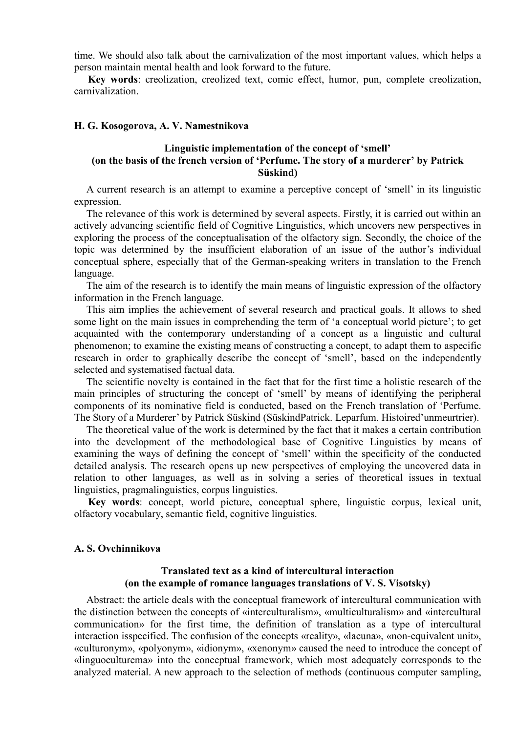time. We should also talk about the carnivalization of the most important values, which helps a person maintain mental health and look forward to the future.

**Key words**: creolization, creolized text, comic effect, humor, pun, complete creolization, carnivalization.

**H. G. Kosogorova, A. V. Namestnikova**

### Linguistic implementation of the concept of 'smell' (on the basis of the french version of 'Perfume. The story of a murderer' by Patrick Süskind)

A current research is an attempt to examine a perceptive concept of 'smell' in its linguistic expression.

The relevance of this work is determined by several aspects. Firstly, it is carried out within an actively advancing scientific field of Cognitive Linguistics, which uncovers new perspectives in exploring the process of the conceptualisation of the olfactory sign. Secondly, the choice of the topic was determined by the insufficient elaboration of an issue of the author's individual conceptual sphere, especially that of the German-speaking writers in translation to the French language.

The aim of the research is to identify the main means of linguistic expression of the olfactory information in the French language.

This aim implies the achievement of several research and practical goals. It allows to shed some light on the main issues in comprehending the term of 'a conceptual world picture'; to get acquainted with the contemporary understanding of a concept as a linguistic and cultural phenomenon; to examine the existing means of constructing a concept, to adapt them to aspecific research in order to graphically describe the concept of 'smell', based on the independently selected and systematised factual data.

The scientific novelty is contained in the fact that for the first time a holistic research of the main principles of structuring the concept of 'smell' by means of identifying the peripheral components of its nominative field is conducted, based on the French translation of 'Perfume. The Story of a Murderer' by Patrick Süskind (SüskindPatrick. Leparfum. Histoired'unmeurtrier).

The theoretical value of the work is determined by the fact that it makes a certain contribution into the development of the methodological base of Cognitive Linguistics by means of examining the ways of defining the concept of 'smell' within the specificity of the conducted detailed analysis. The research opens up new perspectives of employing the uncovered data in relation to other languages, as well as in solving a series of theoretical issues in textual linguistics, pragmalinguistics, corpus linguistics.

**Key words**: concept, world picture, conceptual sphere, linguistic corpus, lexical unit, olfactory vocabulary, semantic field, cognitive linguistics.

**A. S. Ovchinnikova**

### Translated text as a kind of intercultural interaction (on the example of romance languages translations of V. S. Visotsky)

Abstract: the article deals with the conceptual framework of intercultural communication with the distinction between the concepts of «interculturalism», «multiculturalism» and «intercultural communication» for the first time, the definition of translation as a type of intercultural interaction isspecified. The confusion of the concepts «reality», «lacuna», «non-equivalent unit», «culturonym», «polyonym», «idionym», «xenonym» caused the need to introduce the concept of «linguoculturema» into the conceptual framework, which most adequately corresponds to the analyzed material. A new approach to the selection of methods (continuous computer sampling,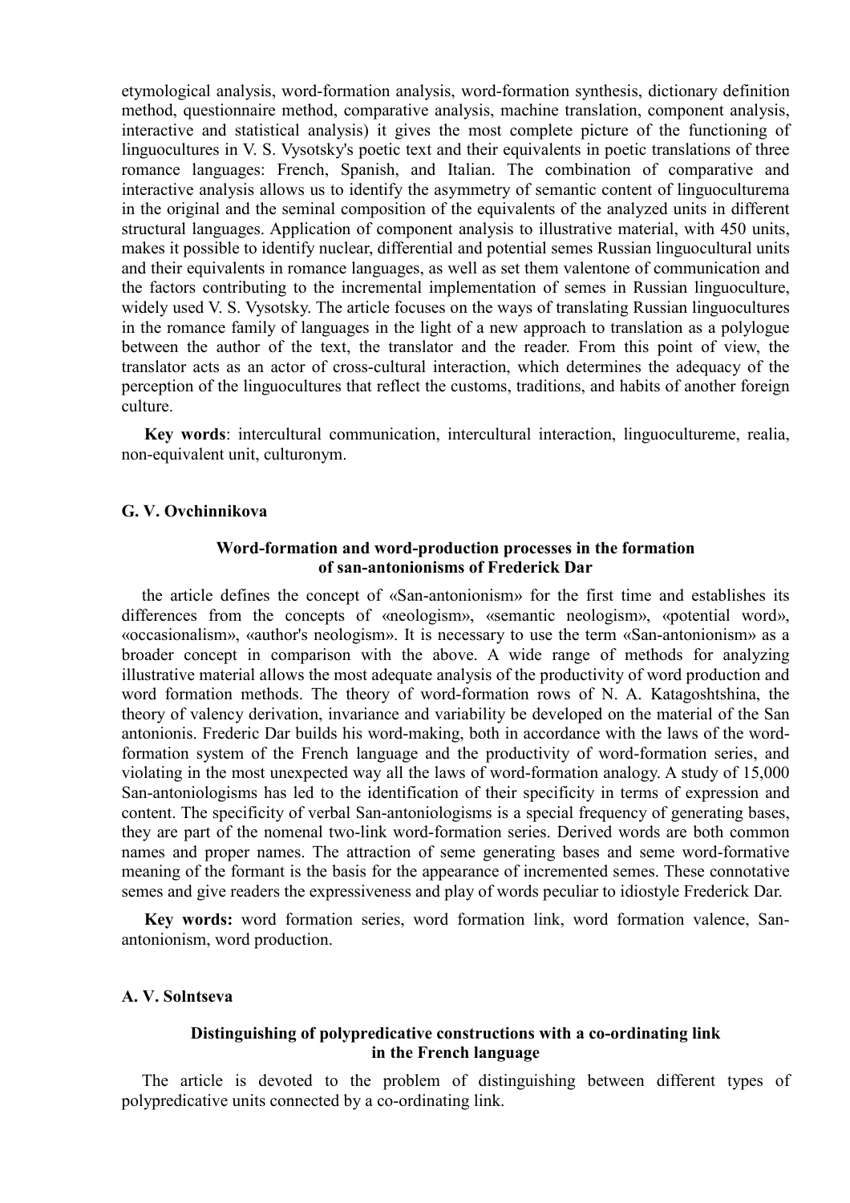etymological analysis, word-formation analysis, word-formation synthesis, dictionary definition method, questionnaire method, comparative analysis, machine translation, component analysis, interactive and statistical analysis) it gives the most complete picture of the functioning of linguocultures in V. S. Vysotsky's poetic text and their equivalents in poetic translations of three romance languages: French, Spanish, and Italian. The combination of comparative and interactive analysis allows us to identify the asymmetry of semantic content of linguoculturema in the original and the seminal composition of the equivalents of the analyzed units in different structural languages. Application of component analysis to illustrative material, with 450 units, makes it possible to identify nuclear, differential and potential semes Russian linguocultural units and their equivalents in romance languages, as well as set them valentone of communication and the factors contributing to the incremental implementation of semes in Russian linguoculture, widely used V. S. Vysotsky. The article focuses on the ways of translating Russian linguocultures in the romance family of languages in the light of a new approach to translation as a polylogue between the author of the text, the translator and the reader. From this point of view, the translator acts as an actor of cross-cultural interaction, which determines the adequacy of the perception of the linguocultures that reflect the customs, traditions, and habits of another foreign culture.

**Key words**: intercultural communication, intercultural interaction, linguocultureme, realia, non-equivalent unit, culturonym.

**G. V. Ovchinnikova**

### Word-formation and word-production processes in the formation of san-antonionisms of Frederick Dar

the article defines the concept of «San-antonionism» for the first time and establishes its differences from the concepts of «neologism», «semantic neologism», «potential word», «occasionalism», «author's neologism». It is necessary to use the term «San-antonionism» as a broader concept in comparison with the above. A wide range of methods for analyzing illustrative material allows the most adequate analysis of the productivity of word production and word formation methods. The theory of word-formation rows of N. A. Katagoshtshina, the theory of valency derivation, invariance and variability be developed on the material of the San antonionis. Frederic Dar builds his word-making, both in accordance with the laws of the word-formation system of the French language and the productivity of word-formation series, and violating in the most unexpected way all the laws of word-formation analogy. A study of 15,000 San-antoniologisms has led to the identification of their specificity in terms of expression and content. The specificity of verbal San-antoniologisms is a special frequency of generating bases, they are part of the nomenal two-link word-formation series. Derived words are both common names and proper names. The attraction of seme generating bases and seme word-formative meaning of the formant is the basis for the appearance of incremented semes. These connotative semes and give readers the expressiveness and play of words peculiar to idiostyle Frederick Dar.

**Key words:** word formation series, word formation link, word formation valence, San-antonionism, word production.

**A. V. Solntseva**

### Distinguishing of polypredicative constructions with a co-ordinating link in the French language

The article is devoted to the problem of distinguishing between different types of polypredicative units connected by a co-ordinating link.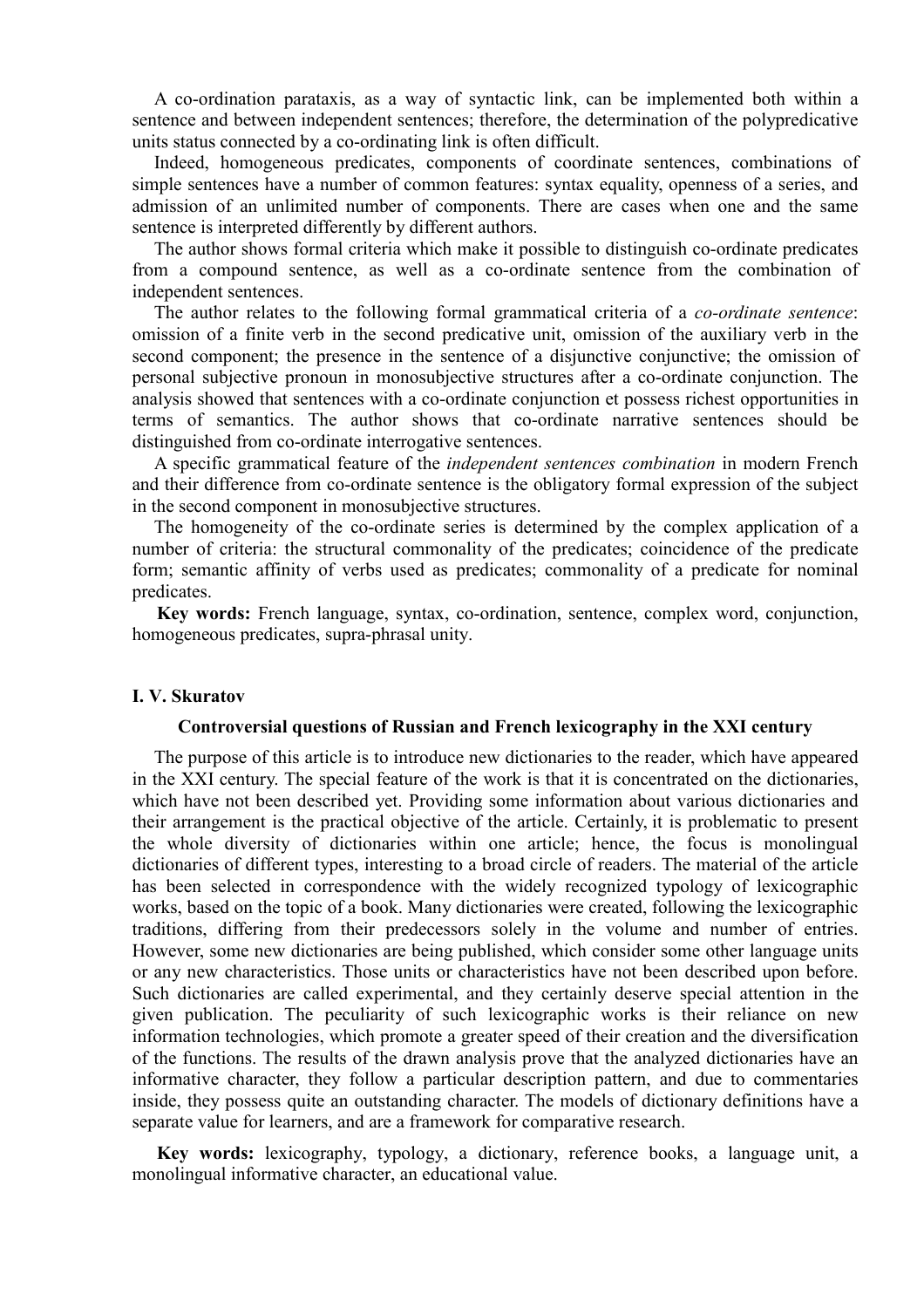A co-ordination parataxis, as a way of syntactic link, can be implemented both within a sentence and between independent sentences; therefore, the determination of the polypredicative units status connected by a co-ordinating link is often difficult.

Indeed, homogeneous predicates, components of coordinate sentences, combinations of simple sentences have a number of common features: syntax equality, openness of a series, and admission of an unlimited number of components. There are cases when one and the same sentence is interpreted differently by different authors.

The author shows formal criteria which make it possible to distinguish co-ordinate predicates from a compound sentence, as well as a co-ordinate sentence from the combination of independent sentences.

The author relates to the following formal grammatical criteria of a *co-ordinate sentence*: omission of a finite verb in the second predicative unit, omission of the auxiliary verb in the second component; the presence in the sentence of a disjunctive conjunctive; the omission of personal subjective pronoun in monosubjective structures after a co-ordinate conjunction. The analysis showed that sentences with a co-ordinate conjunction et possess richest opportunities in terms of semantics. The author shows that co-ordinate narrative sentences should be distinguished from co-ordinate interrogative sentences.

A specific grammatical feature of the *independent sentences combination* in modern French and their difference from co-ordinate sentence is the obligatory formal expression of the subject in the second component in monosubjective structures.

The homogeneity of the co-ordinate series is determined by the complex application of a number of criteria: the structural commonality of the predicates; coincidence of the predicate form; semantic affinity of verbs used as predicates; commonality of a predicate for nominal predicates.

**Key words:** French language, syntax, co-ordination, sentence, complex word, conjunction, homogeneous predicates, supra-phrasal unity.

**I. V. Skuratov**

### Controversial questions of Russian and French lexicography in the XXI century

The purpose of this article is to introduce new dictionaries to the reader, which have appeared in the XXI century. The special feature of the work is that it is concentrated on the dictionaries, which have not been described yet. Providing some information about various dictionaries and their arrangement is the practical objective of the article. Certainly, it is problematic to present the whole diversity of dictionaries within one article; hence, the focus is monolingual dictionaries of different types, interesting to a broad circle of readers. The material of the article has been selected in correspondence with the widely recognized typology of lexicographic works, based on the topic of a book. Many dictionaries were created, following the lexicographic traditions, differing from their predecessors solely in the volume and number of entries. However, some new dictionaries are being published, which consider some other language units or any new characteristics. Those units or characteristics have not been described upon before. Such dictionaries are called experimental, and they certainly deserve special attention in the given publication. The peculiarity of such lexicographic works is their reliance on new information technologies, which promote a greater speed of their creation and the diversification of the functions. The results of the drawn analysis prove that the analyzed dictionaries have an informative character, they follow a particular description pattern, and due to commentaries inside, they possess quite an outstanding character. The models of dictionary definitions have a separate value for learners, and are a framework for comparative research.

**Key words:** lexicography, typology, a dictionary, reference books, a language unit, a monolingual informative character, an educational value.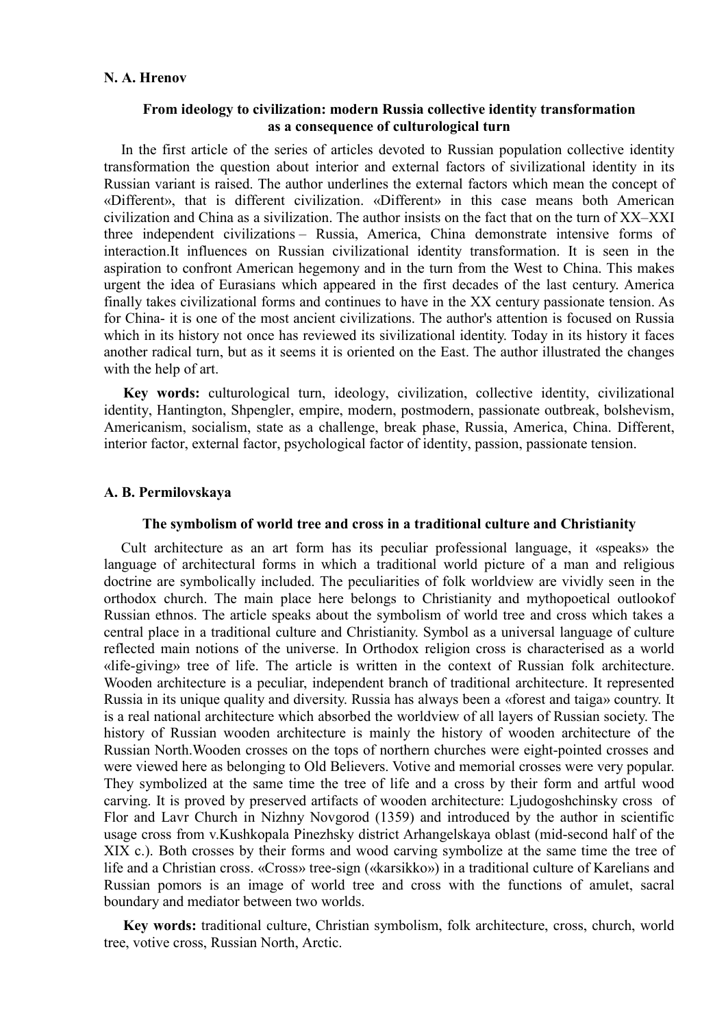**N. A. Hrenov**

### From ideology to civilization: modern Russia collective identity transformation as a consequence of culturological turn

In the first article of the series of articles devoted to Russian population collective identity transformation the question about interior and external factors of sivilizational identity in its Russian variant is raised. The author underlines the external factors which mean the concept of «Different», that is different civilization. «Different» in this case means both American civilization and China as a sivilization. The author insists on the fact that on the turn of XX–XXI three independent civilizations – Russia, America, China demonstrate intensive forms of interaction.It influences on Russian civilizational identity transformation. It is seen in the aspiration to confront American hegemony and in the turn from the West to China. This makes urgent the idea of Eurasians which appeared in the first decades of the last century. America finally takes civilizational forms and continues to have in the XX century passionate tension. As for China- it is one of the most ancient civilizations. The author's attention is focused on Russia which in its history not once has reviewed its sivilizational identity. Today in its history it faces another radical turn, but as it seems it is oriented on the East. The author illustrated the changes with the help of art.

**Key words:** culturological turn, ideology, civilization, collective identity, civilizational identity, Hantington, Shpengler, empire, modern, postmodern, passionate outbreak, bolshevism, Americanism, socialism, state as a challenge, break phase, Russia, America, China. Different, interior factor, external factor, psychological factor of identity, passion, passionate tension.

**A. B. Permilovskaya**

### The symbolism of world tree and cross in a traditional culture and Christianity

Cult architecture as an art form has its peculiar professional language, it «speaks» the language of architectural forms in which a traditional world picture of a man and religious doctrine are symbolically included. The peculiarities of folk worldview are vividly seen in the orthodox church. The main place here belongs to Christianity and mythopoetical outlookof Russian ethnos. The article speaks about the symbolism of world tree and cross which takes a central place in a traditional culture and Christianity. Symbol as a universal language of culture reflected main notions of the universe. In Orthodox religion cross is characterised as a world «life-giving» tree of life. The article is written in the context of Russian folk architecture. Wooden architecture is a peculiar, independent branch of traditional architecture. It represented Russia in its unique quality and diversity. Russia has always been a «forest and taiga» country. It is a real national architecture which absorbed the worldview of all layers of Russian society. The history of Russian wooden architecture is mainly the history of wooden architecture of the Russian North.Wooden crosses on the tops of northern churches were eight-pointed crosses and were viewed here as belonging to Old Believers. Votive and memorial crosses were very popular. They symbolized at the same time the tree of life and a cross by their form and artful wood carving. It is proved by preserved artifacts of wooden architecture: Ljudogoshchinsky cross of Flor and Lavr Church in Nizhny Novgorod (1359) and introduced by the author in scientific usage cross from v.Kushkopala Pinezhsky district Arhangelskaya oblast (mid-second half of the XIX c.). Both crosses by their forms and wood carving symbolize at the same time the tree of life and a Christian cross. «Cross» tree-sign («karsikko») in a traditional culture of Karelians and Russian pomors is an image of world tree and cross with the functions of amulet, sacral boundary and mediator between two worlds.

**Key words:** traditional culture, Christian symbolism, folk architecture, cross, church, world tree, votive cross, Russian North, Arctic.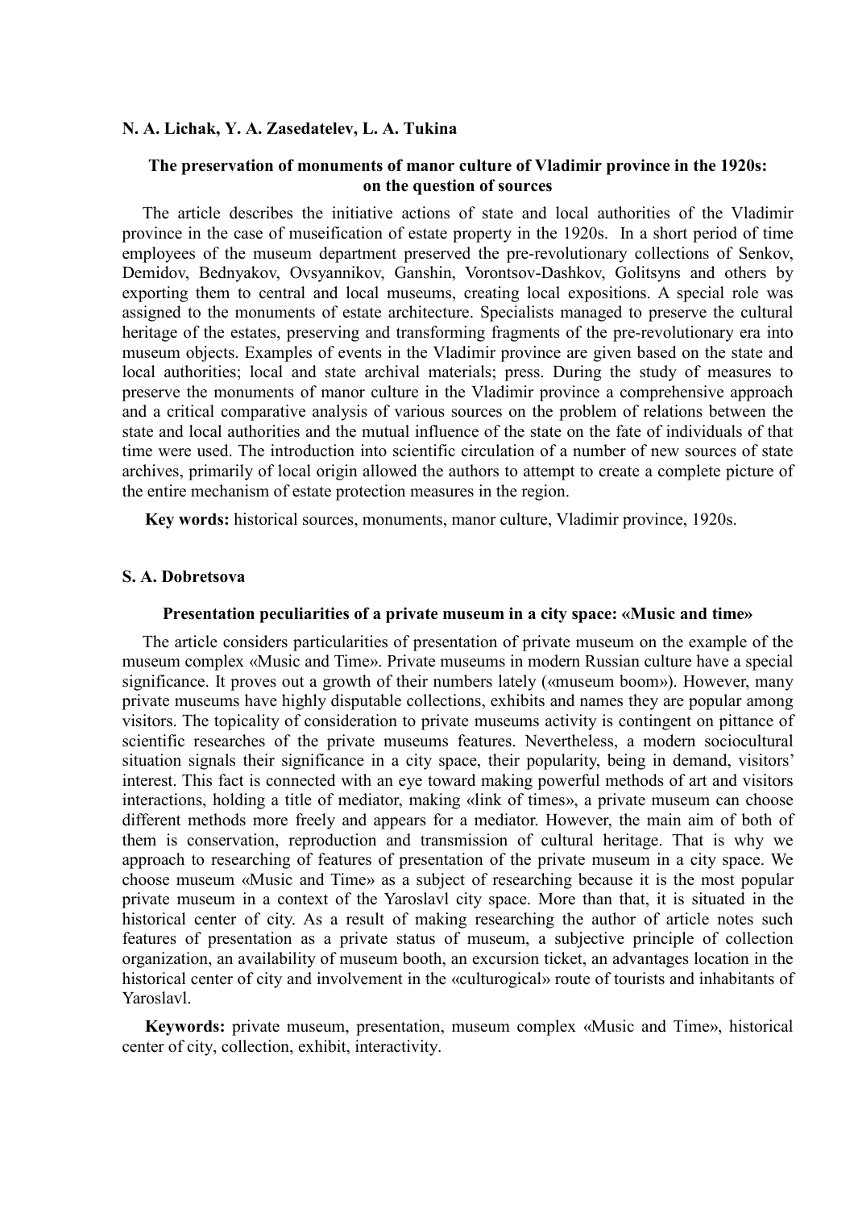**N. A. Lichak, Y. A. Zasedatelev, L. A. Tukina**

### The preservation of monuments of manor culture of Vladimir province in the 1920s: on the question of sources

The article describes the initiative actions of state and local authorities of the Vladimir province in the case of museification of estate property in the 1920s. In a short period of time employees of the museum department preserved the pre-revolutionary collections of Senkov, Demidov, Bednyakov, Ovsyannikov, Ganshin, Vorontsov-Dashkov, Golitsyns and others by exporting them to central and local museums, creating local expositions. A special role was assigned to the monuments of estate architecture. Specialists managed to preserve the cultural heritage of the estates, preserving and transforming fragments of the pre-revolutionary era into museum objects. Examples of events in the Vladimir province are given based on the state and local authorities; local and state archival materials; press. During the study of measures to preserve the monuments of manor culture in the Vladimir province a comprehensive approach and a critical comparative analysis of various sources on the problem of relations between the state and local authorities and the mutual influence of the state on the fate of individuals of that time were used. The introduction into scientific circulation of a number of new sources of state archives, primarily of local origin allowed the authors to attempt to create a complete picture of the entire mechanism of estate protection measures in the region.

**Key words:** historical sources, monuments, manor culture, Vladimir province, 1920s.

**S. A. Dobretsova**

### Presentation peculiarities of a private museum in a city space: «Music and time»

The article considers particularities of presentation of private museum on the example of the museum complex «Music and Time». Private museums in modern Russian culture have a special significance. It proves out a growth of their numbers lately («museum boom»). However, many private museums have highly disputable collections, exhibits and names they are popular among visitors. The topicality of consideration to private museums activity is contingent on pittance of scientific researches of the private museums features. Nevertheless, a modern sociocultural situation signals their significance in a city space, their popularity, being in demand, visitors' interest. This fact is connected with an eye toward making powerful methods of art and visitors interactions, holding a title of mediator, making «link of times», a private museum can choose different methods more freely and appears for a mediator. However, the main aim of both of them is conservation, reproduction and transmission of cultural heritage. That is why we approach to researching of features of presentation of the private museum in a city space. We choose museum «Music and Time» as a subject of researching because it is the most popular private museum in a context of the Yaroslavl city space. More than that, it is situated in the historical center of city. As a result of making researching the author of article notes such features of presentation as a private status of museum, a subjective principle of collection organization, an availability of museum booth, an excursion ticket, an advantages location in the historical center of city and involvement in the «culturogical» route of tourists and inhabitants of Yaroslavl.

**Keywords:** private museum, presentation, museum complex «Music and Time», historical center of city, collection, exhibit, interactivity.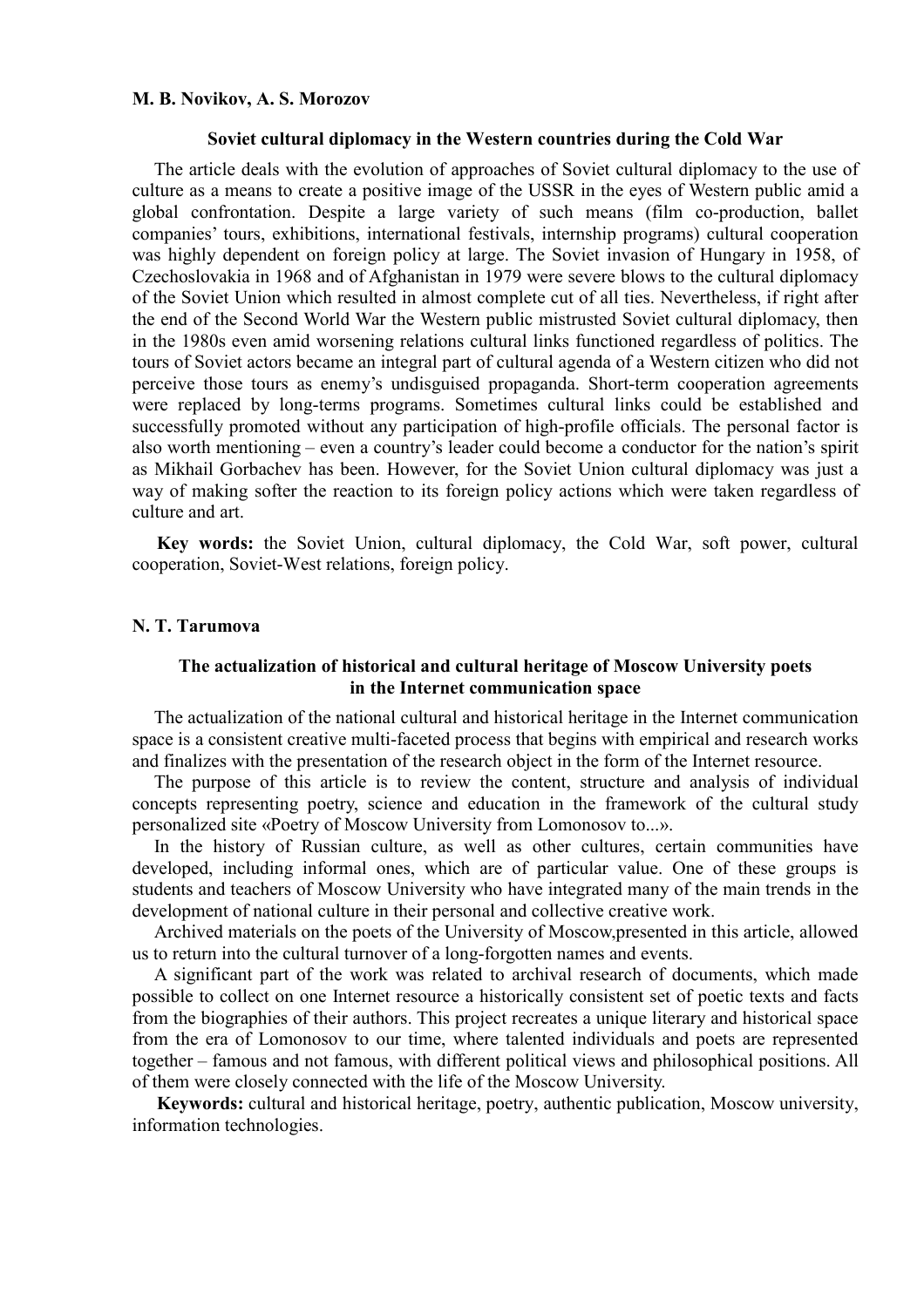**M. B. Novikov, A. S. Morozov**

### Soviet cultural diplomacy in the Western countries during the Cold War

The article deals with the evolution of approaches of Soviet cultural diplomacy to the use of culture as a means to create a positive image of the USSR in the eyes of Western public amid a global confrontation. Despite a large variety of such means (film co-production, ballet companies' tours, exhibitions, international festivals, internship programs) cultural cooperation was highly dependent on foreign policy at large. The Soviet invasion of Hungary in 1958, of Czechoslovakia in 1968 and of Afghanistan in 1979 were severe blows to the cultural diplomacy of the Soviet Union which resulted in almost complete cut of all ties. Nevertheless, if right after the end of the Second World War the Western public mistrusted Soviet cultural diplomacy, then in the 1980s even amid worsening relations cultural links functioned regardless of politics. The tours of Soviet actors became an integral part of cultural agenda of a Western citizen who did not perceive those tours as enemy's undisguised propaganda. Short-term cooperation agreements were replaced by long-terms programs. Sometimes cultural links could be established and successfully promoted without any participation of high-profile officials. The personal factor is also worth mentioning – even a country's leader could become a conductor for the nation's spirit as Mikhail Gorbachev has been. However, for the Soviet Union cultural diplomacy was just a way of making softer the reaction to its foreign policy actions which were taken regardless of culture and art.

**Key words:** the Soviet Union, cultural diplomacy, the Cold War, soft power, cultural cooperation, Soviet-West relations, foreign policy.

**N. T. Tarumova**

### The actualization of historical and cultural heritage of Moscow University poets in the Internet communication space

The actualization of the national cultural and historical heritage in the Internet communication space is a consistent creative multi-faceted process that begins with empirical and research works and finalizes with the presentation of the research object in the form of the Internet resource.

The purpose of this article is to review the content, structure and analysis of individual concepts representing poetry, science and education in the framework of the cultural study personalized site «Poetry of Moscow University from Lomonosov to...».

In the history of Russian culture, as well as other cultures, certain communities have developed, including informal ones, which are of particular value. One of these groups is students and teachers of Moscow University who have integrated many of the main trends in the development of national culture in their personal and collective creative work.

Archived materials on the poets of the University of Moscow,presented in this article, allowed us to return into the cultural turnover of a long-forgotten names and events.

A significant part of the work was related to archival research of documents, which made possible to collect on one Internet resource a historically consistent set of poetic texts and facts from the biographies of their authors. This project recreates a unique literary and historical space from the era of Lomonosov to our time, where talented individuals and poets are represented together – famous and not famous, with different political views and philosophical positions. All of them were closely connected with the life of the Moscow University.

**Keywords:** cultural and historical heritage, poetry, authentic publication, Moscow university, information technologies.